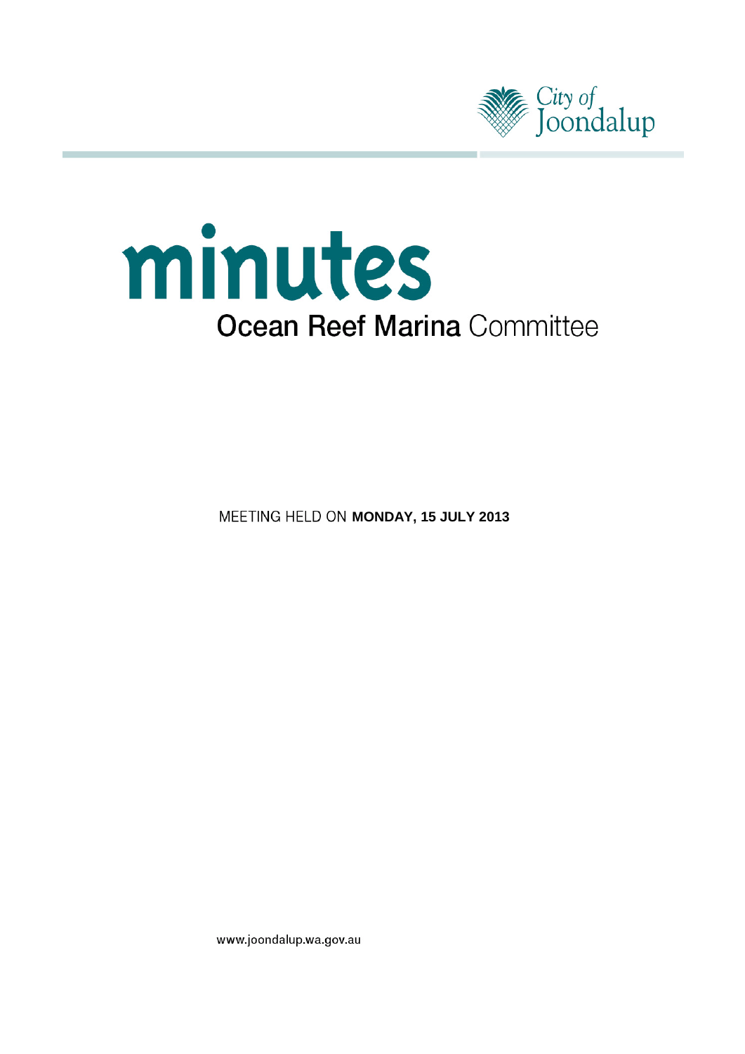City of Joondalup

# minutes

## Ocean Reef Marina Committee

MEETING HELD ON **MONDAY, 15 JULY 2013**

www.joondalup.wa.gov.au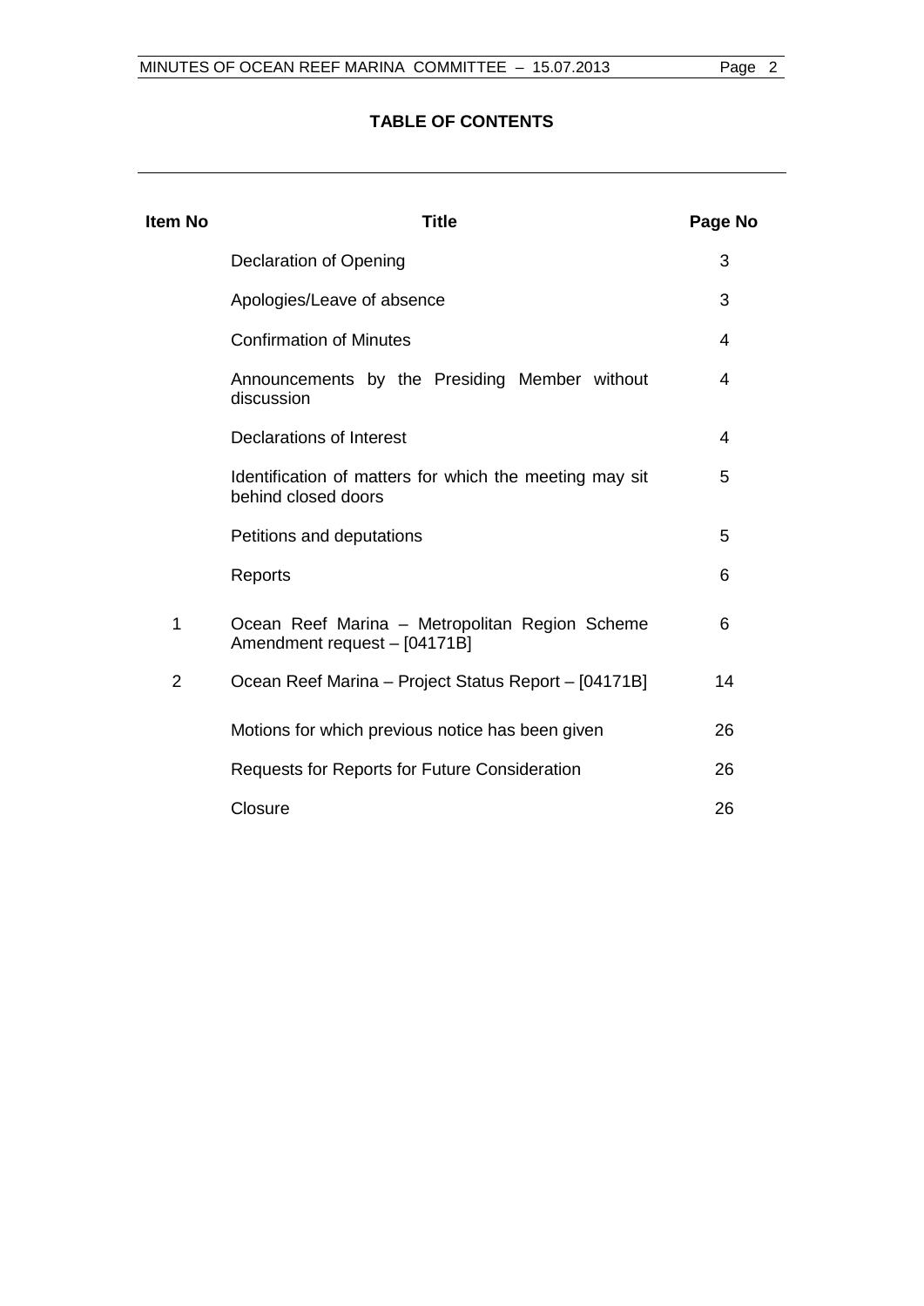## TABLE OF CONTENTS

| Item No | Title | Page No |
|---|---|---|
| | Declaration of Opening | 3 |
| | Apologies/Leave of absence | 3 |
| | Confirmation of Minutes | 4 |
| | Announcements by the Presiding Member without discussion | 4 |
| | Declarations of Interest | 4 |
| | Identification of matters for which the meeting may sit behind closed doors | 5 |
| | Petitions and deputations | 5 |
| | Reports | 6 |
| 1 | Ocean Reef Marina – Metropolitan Region Scheme Amendment request – [04171B] | 6 |
| 2 | Ocean Reef Marina – Project Status Report – [04171B] | 14 |
| | Motions for which previous notice has been given | 26 |
| | Requests for Reports for Future Consideration | 26 |
| | Closure | 26 |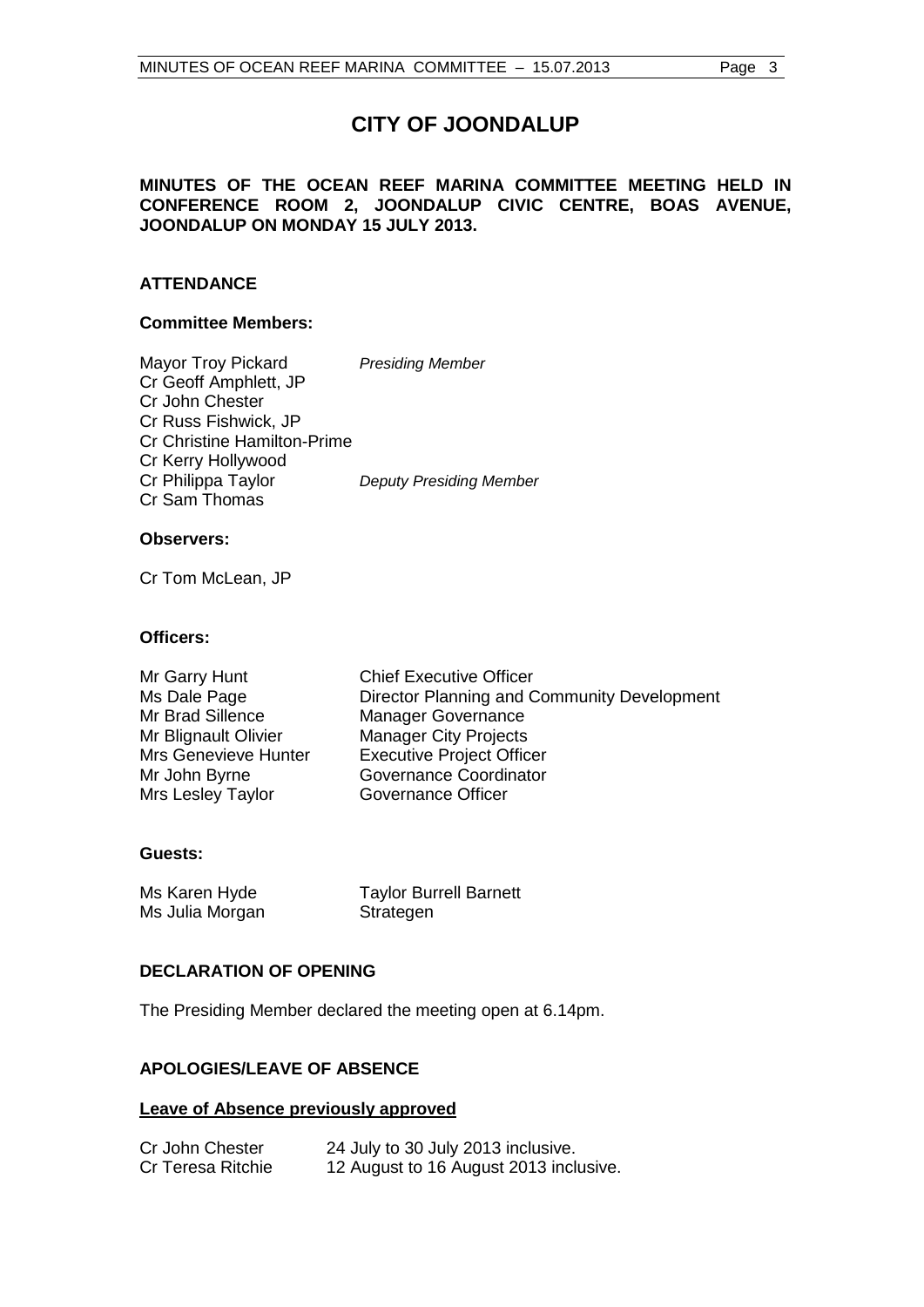# CITY OF JOONDALUP

**MINUTES OF THE OCEAN REEF MARINA COMMITTEE MEETING HELD IN CONFERENCE ROOM 2, JOONDALUP CIVIC CENTRE, BOAS AVENUE, JOONDALUP ON MONDAY 15 JULY 2013.**

## ATTENDANCE

### Committee Members:

| | |
|---|---|
| Mayor Troy Pickard | *Presiding Member* |
| Cr Geoff Amphlett, JP | |
| Cr John Chester | |
| Cr Russ Fishwick, JP | |
| Cr Christine Hamilton-Prime | |
| Cr Kerry Hollywood | |
| Cr Philippa Taylor | *Deputy Presiding Member* |
| Cr Sam Thomas | |

### Observers:

Cr Tom McLean, JP

### Officers:

| | |
|---|---|
| Mr Garry Hunt | Chief Executive Officer |
| Ms Dale Page | Director Planning and Community Development |
| Mr Brad Sillence | Manager Governance |
| Mr Blignault Olivier | Manager City Projects |
| Mrs Genevieve Hunter | Executive Project Officer |
| Mr John Byrne | Governance Coordinator |
| Mrs Lesley Taylor | Governance Officer |

### Guests:

| | |
|---|---|
| Ms Karen Hyde | Taylor Burrell Barnett |
| Ms Julia Morgan | Strategen |

## DECLARATION OF OPENING

The Presiding Member declared the meeting open at 6.14pm.

## APOLOGIES/LEAVE OF ABSENCE

**Leave of Absence previously approved**

| | |
|---|---|
| Cr John Chester | 24 July to 30 July 2013 inclusive. |
| Cr Teresa Ritchie | 12 August to 16 August 2013 inclusive. |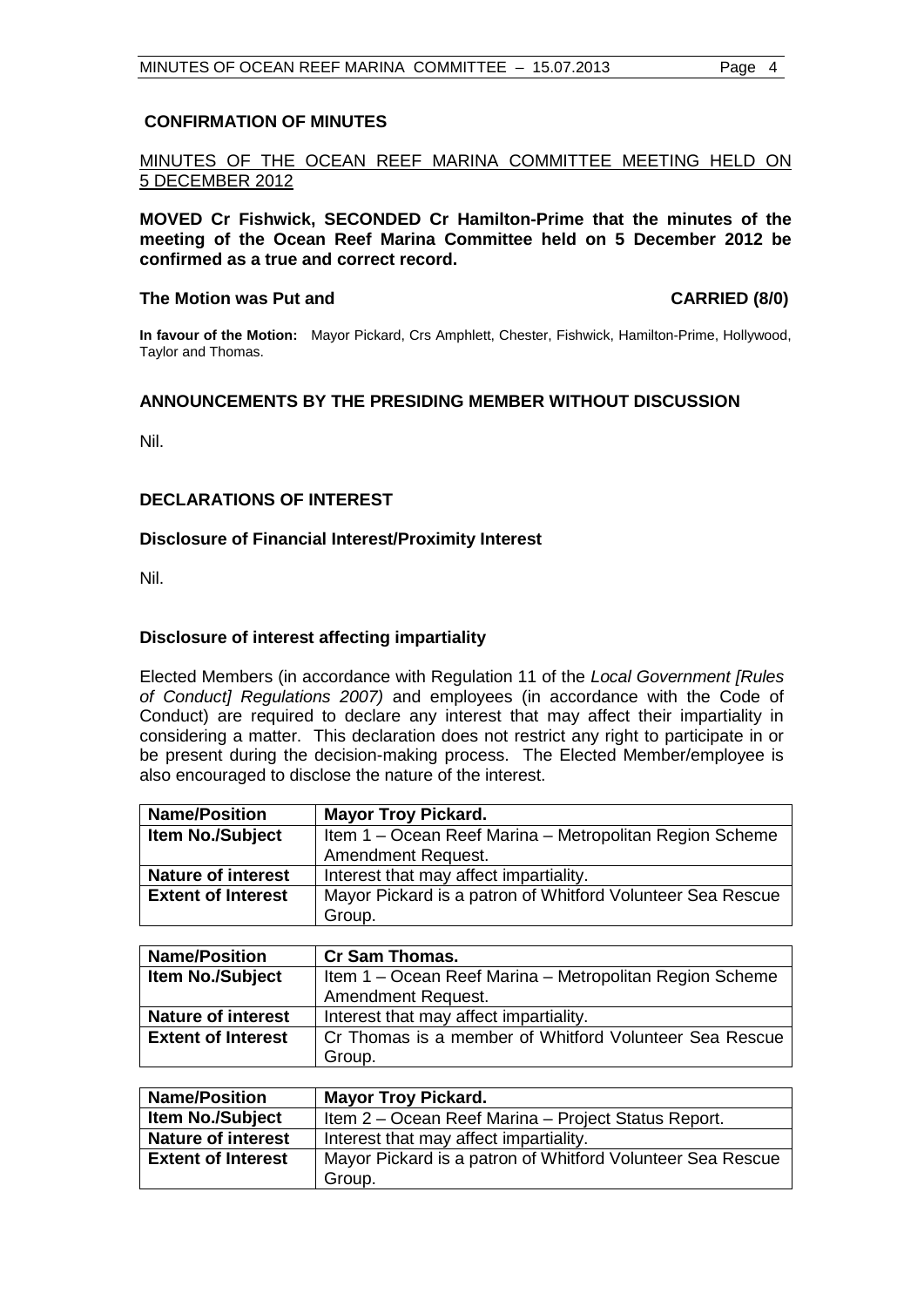## CONFIRMATION OF MINUTES

MINUTES OF THE OCEAN REEF MARINA COMMITTEE MEETING HELD ON 5 DECEMBER 2012

**MOVED Cr Fishwick, SECONDED Cr Hamilton-Prime that the minutes of the meeting of the Ocean Reef Marina Committee held on 5 December 2012 be confirmed as a true and correct record.**

**The Motion was Put and CARRIED (8/0)**

**In favour of the Motion:** Mayor Pickard, Crs Amphlett, Chester, Fishwick, Hamilton-Prime, Hollywood, Taylor and Thomas.

## ANNOUNCEMENTS BY THE PRESIDING MEMBER WITHOUT DISCUSSION

Nil.

## DECLARATIONS OF INTEREST

### Disclosure of Financial Interest/Proximity Interest

Nil.

### Disclosure of interest affecting impartiality

Elected Members (in accordance with Regulation 11 of the *Local Government [Rules of Conduct] Regulations 2007)* and employees (in accordance with the Code of Conduct) are required to declare any interest that may affect their impartiality in considering a matter. This declaration does not restrict any right to participate in or be present during the decision-making process. The Elected Member/employee is also encouraged to disclose the nature of the interest.

| **Name/Position** | **Mayor Troy Pickard.** |
|---|---|
| **Item No./Subject** | Item 1 – Ocean Reef Marina – Metropolitan Region Scheme Amendment Request. |
| **Nature of interest** | Interest that may affect impartiality. |
| **Extent of Interest** | Mayor Pickard is a patron of Whitford Volunteer Sea Rescue Group. |

| **Name/Position** | **Cr Sam Thomas.** |
|---|---|
| **Item No./Subject** | Item 1 – Ocean Reef Marina – Metropolitan Region Scheme Amendment Request. |
| **Nature of interest** | Interest that may affect impartiality. |
| **Extent of Interest** | Cr Thomas is a member of Whitford Volunteer Sea Rescue Group. |

| **Name/Position** | **Mayor Troy Pickard.** |
|---|---|
| **Item No./Subject** | Item 2 – Ocean Reef Marina – Project Status Report. |
| **Nature of interest** | Interest that may affect impartiality. |
| **Extent of Interest** | Mayor Pickard is a patron of Whitford Volunteer Sea Rescue Group. |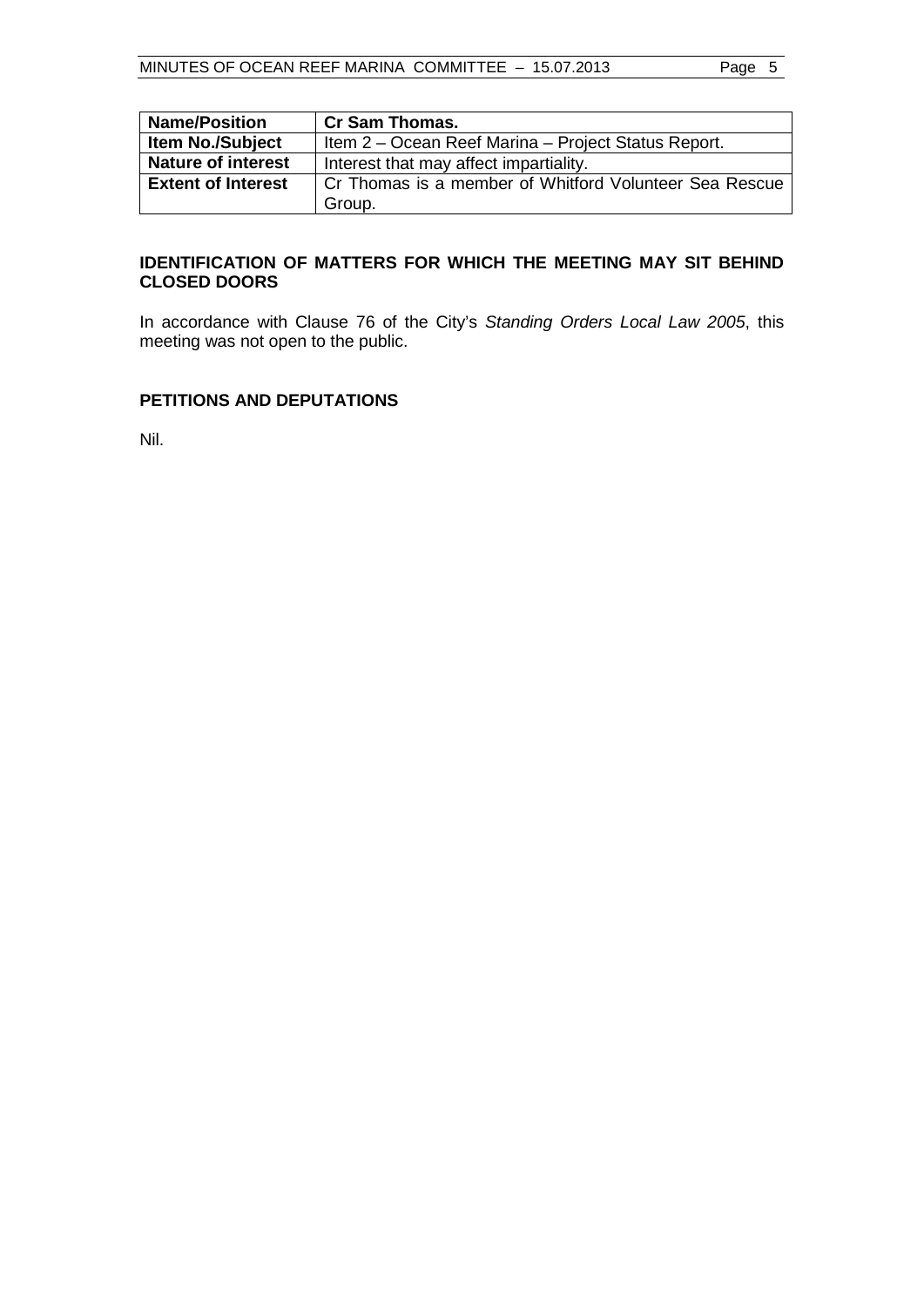| **Name/Position** | **Cr Sam Thomas.** |
| --- | --- |
| **Item No./Subject** | Item 2 – Ocean Reef Marina – Project Status Report. |
| **Nature of interest** | Interest that may affect impartiality. |
| **Extent of Interest** | Cr Thomas is a member of Whitford Volunteer Sea Rescue Group. |

## IDENTIFICATION OF MATTERS FOR WHICH THE MEETING MAY SIT BEHIND CLOSED DOORS

In accordance with Clause 76 of the City's *Standing Orders Local Law 2005*, this meeting was not open to the public.

## PETITIONS AND DEPUTATIONS

Nil.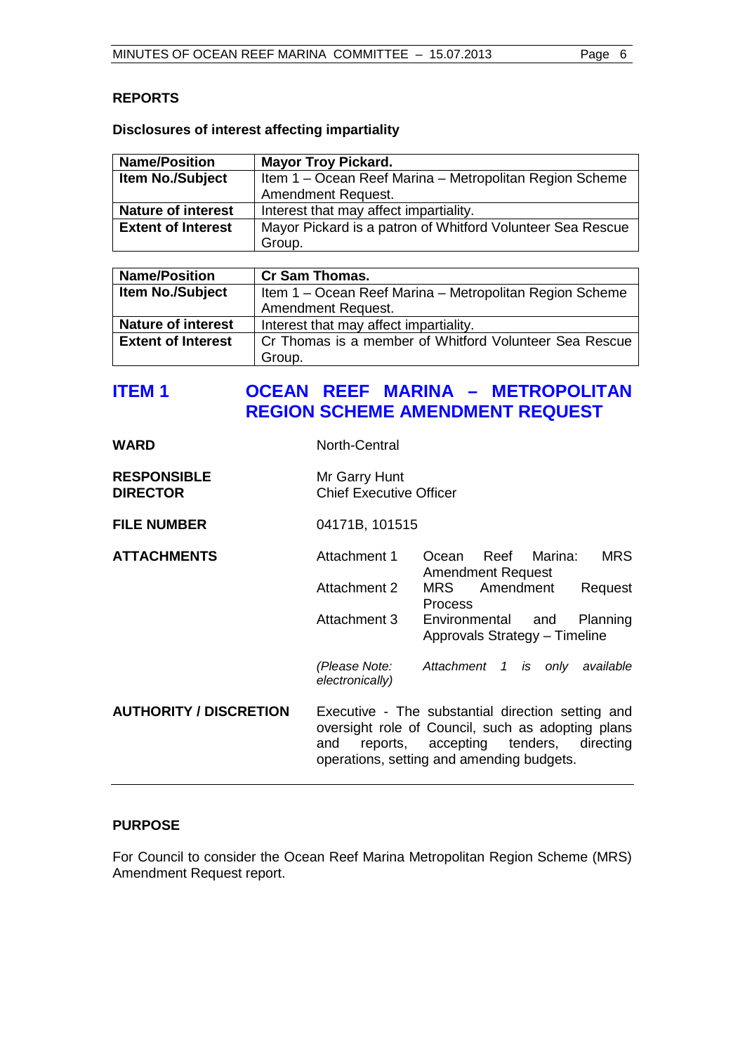## REPORTS

### Disclosures of interest affecting impartiality

| Name/Position | Mayor Troy Pickard. |
|---|---|
| Item No./Subject | Item 1 – Ocean Reef Marina – Metropolitan Region Scheme Amendment Request. |
| Nature of interest | Interest that may affect impartiality. |
| Extent of Interest | Mayor Pickard is a patron of Whitford Volunteer Sea Rescue Group. |

| Name/Position | Cr Sam Thomas. |
|---|---|
| Item No./Subject | Item 1 – Ocean Reef Marina – Metropolitan Region Scheme Amendment Request. |
| Nature of interest | Interest that may affect impartiality. |
| Extent of Interest | Cr Thomas is a member of Whitford Volunteer Sea Rescue Group. |

## ITEM 1 OCEAN REEF MARINA – METROPOLITAN REGION SCHEME AMENDMENT REQUEST

**WARD** North-Central

**RESPONSIBLE DIRECTOR** Mr Garry Hunt
Chief Executive Officer

**FILE NUMBER** 04171B, 101515

**ATTACHMENTS**
Attachment 1 Ocean Reef Marina: MRS Amendment Request
Attachment 2 MRS Amendment Request Process
Attachment 3 Environmental and Planning Approvals Strategy – Timeline

*(Please Note: Attachment 1 is only available electronically)*

**AUTHORITY / DISCRETION** Executive - The substantial direction setting and oversight role of Council, such as adopting plans and reports, accepting tenders, directing operations, setting and amending budgets.

---

### PURPOSE

For Council to consider the Ocean Reef Marina Metropolitan Region Scheme (MRS) Amendment Request report.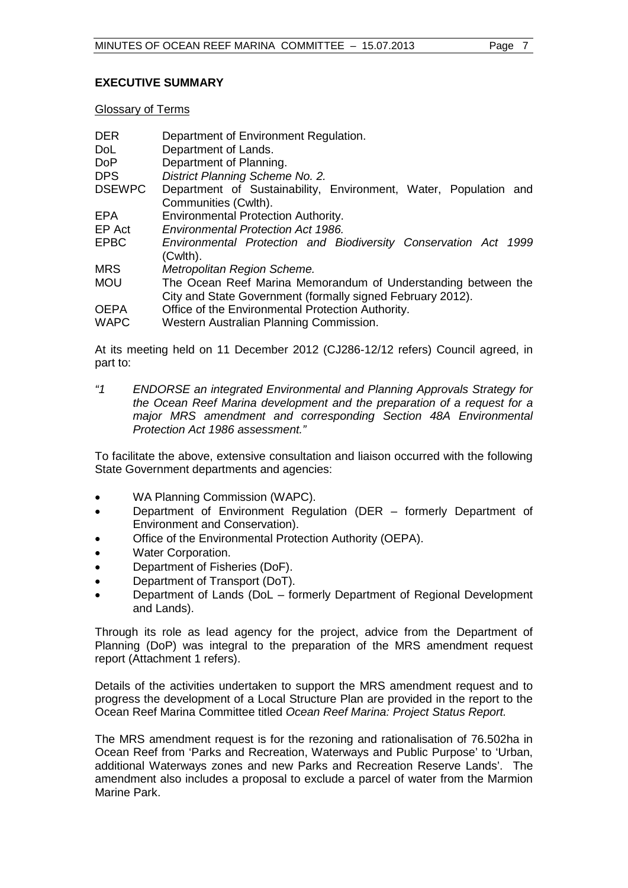**EXECUTIVE SUMMARY**

Glossary of Terms

| | |
|---|---|
| DER | Department of Environment Regulation. |
| DoL | Department of Lands. |
| DoP | Department of Planning. |
| DPS | *District Planning Scheme No. 2.* |
| DSEWPC | Department of Sustainability, Environment, Water, Population and Communities (Cwlth). |
| EPA | Environmental Protection Authority. |
| EP Act | *Environmental Protection Act 1986.* |
| EPBC | *Environmental Protection and Biodiversity Conservation Act 1999* (Cwlth). |
| MRS | *Metropolitan Region Scheme.* |
| MOU | The Ocean Reef Marina Memorandum of Understanding between the City and State Government (formally signed February 2012). |
| OEPA | Office of the Environmental Protection Authority. |
| WAPC | Western Australian Planning Commission. |

At its meeting held on 11 December 2012 (CJ286-12/12 refers) Council agreed, in part to:

*"1 ENDORSE an integrated Environmental and Planning Approvals Strategy for the Ocean Reef Marina development and the preparation of a request for a major MRS amendment and corresponding Section 48A Environmental Protection Act 1986 assessment."*

To facilitate the above, extensive consultation and liaison occurred with the following State Government departments and agencies:

- WA Planning Commission (WAPC).
- Department of Environment Regulation (DER – formerly Department of Environment and Conservation).
- Office of the Environmental Protection Authority (OEPA).
- Water Corporation.
- Department of Fisheries (DoF).
- Department of Transport (DoT).
- Department of Lands (DoL – formerly Department of Regional Development and Lands).

Through its role as lead agency for the project, advice from the Department of Planning (DoP) was integral to the preparation of the MRS amendment request report (Attachment 1 refers).

Details of the activities undertaken to support the MRS amendment request and to progress the development of a Local Structure Plan are provided in the report to the Ocean Reef Marina Committee titled *Ocean Reef Marina: Project Status Report.*

The MRS amendment request is for the rezoning and rationalisation of 76.502ha in Ocean Reef from 'Parks and Recreation, Waterways and Public Purpose' to 'Urban, additional Waterways zones and new Parks and Recreation Reserve Lands'. The amendment also includes a proposal to exclude a parcel of water from the Marmion Marine Park.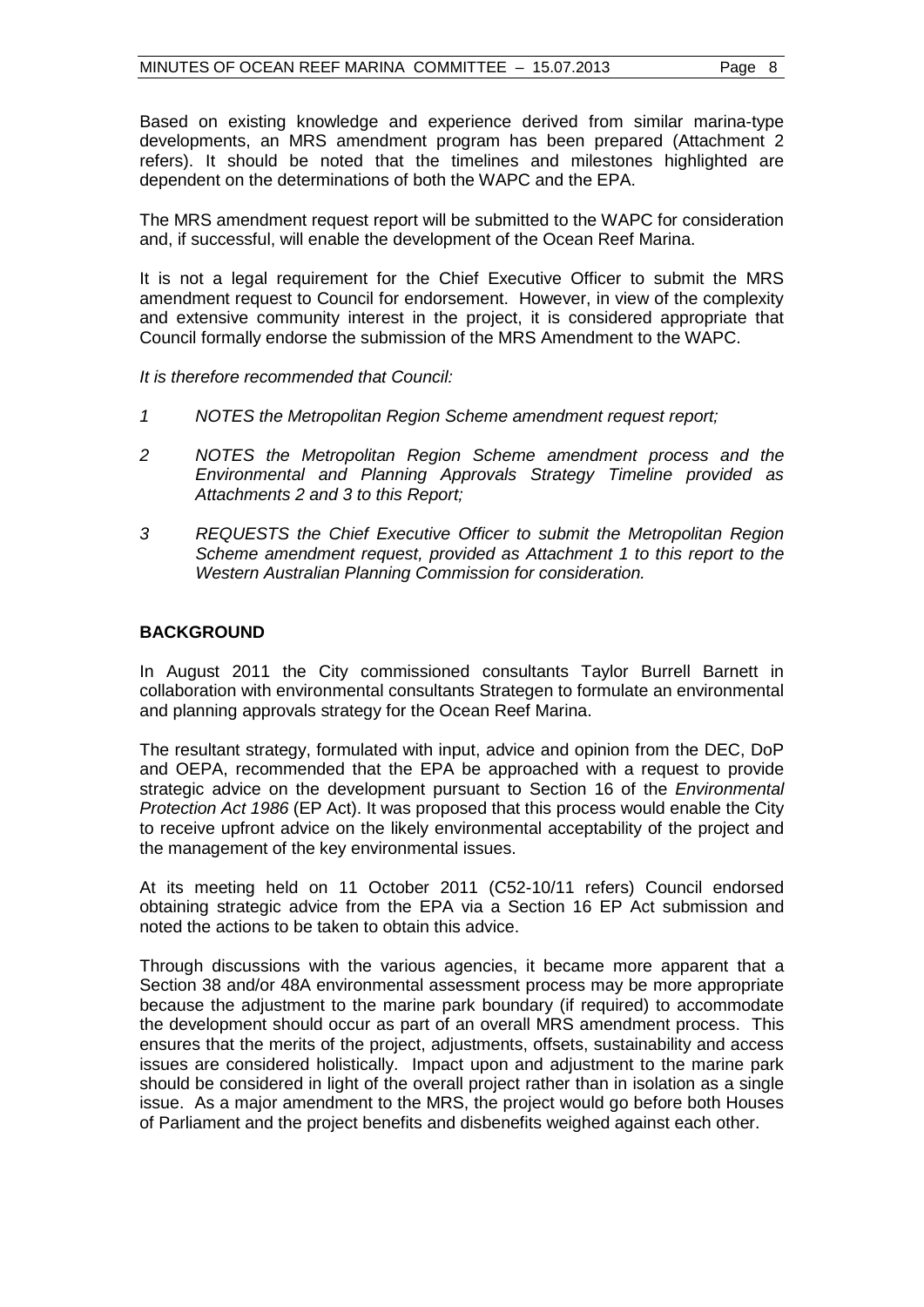Based on existing knowledge and experience derived from similar marina-type developments, an MRS amendment program has been prepared (Attachment 2 refers). It should be noted that the timelines and milestones highlighted are dependent on the determinations of both the WAPC and the EPA.

The MRS amendment request report will be submitted to the WAPC for consideration and, if successful, will enable the development of the Ocean Reef Marina.

It is not a legal requirement for the Chief Executive Officer to submit the MRS amendment request to Council for endorsement. However, in view of the complexity and extensive community interest in the project, it is considered appropriate that Council formally endorse the submission of the MRS Amendment to the WAPC.

*It is therefore recommended that Council:*

1. *NOTES the Metropolitan Region Scheme amendment request report;*
2. *NOTES the Metropolitan Region Scheme amendment process and the Environmental and Planning Approvals Strategy Timeline provided as Attachments 2 and 3 to this Report;*
3. *REQUESTS the Chief Executive Officer to submit the Metropolitan Region Scheme amendment request, provided as Attachment 1 to this report to the Western Australian Planning Commission for consideration.*

## BACKGROUND

In August 2011 the City commissioned consultants Taylor Burrell Barnett in collaboration with environmental consultants Strategen to formulate an environmental and planning approvals strategy for the Ocean Reef Marina.

The resultant strategy, formulated with input, advice and opinion from the DEC, DoP and OEPA, recommended that the EPA be approached with a request to provide strategic advice on the development pursuant to Section 16 of the *Environmental Protection Act 1986* (EP Act). It was proposed that this process would enable the City to receive upfront advice on the likely environmental acceptability of the project and the management of the key environmental issues.

At its meeting held on 11 October 2011 (C52-10/11 refers) Council endorsed obtaining strategic advice from the EPA via a Section 16 EP Act submission and noted the actions to be taken to obtain this advice.

Through discussions with the various agencies, it became more apparent that a Section 38 and/or 48A environmental assessment process may be more appropriate because the adjustment to the marine park boundary (if required) to accommodate the development should occur as part of an overall MRS amendment process. This ensures that the merits of the project, adjustments, offsets, sustainability and access issues are considered holistically. Impact upon and adjustment to the marine park should be considered in light of the overall project rather than in isolation as a single issue. As a major amendment to the MRS, the project would go before both Houses of Parliament and the project benefits and disbenefits weighed against each other.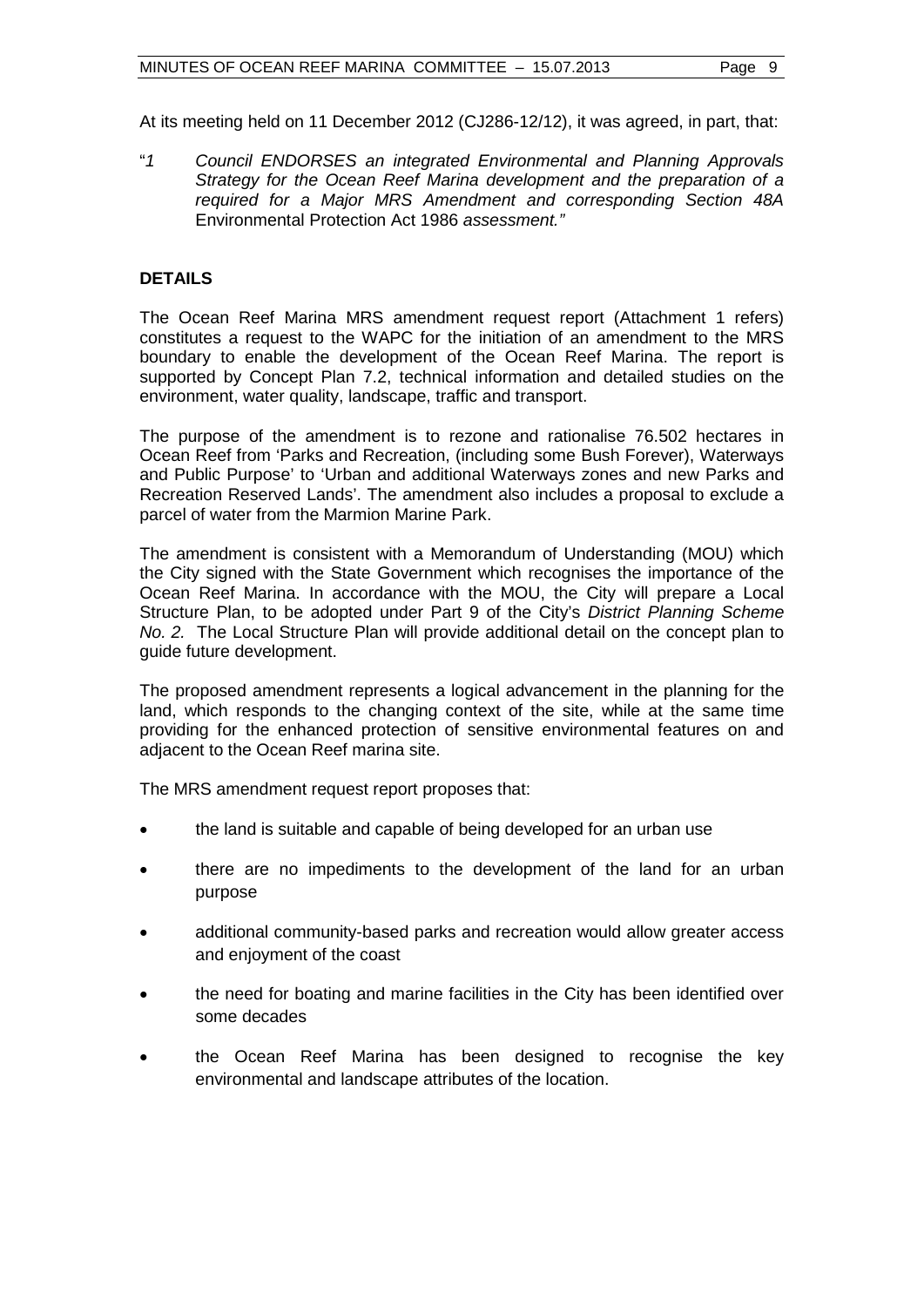At its meeting held on 11 December 2012 (CJ286-12/12), it was agreed, in part, that:

"*1 Council ENDORSES an integrated Environmental and Planning Approvals Strategy for the Ocean Reef Marina development and the preparation of a required for a Major MRS Amendment and corresponding Section 48A* Environmental Protection Act 1986 *assessment."*

**DETAILS**

The Ocean Reef Marina MRS amendment request report (Attachment 1 refers) constitutes a request to the WAPC for the initiation of an amendment to the MRS boundary to enable the development of the Ocean Reef Marina. The report is supported by Concept Plan 7.2, technical information and detailed studies on the environment, water quality, landscape, traffic and transport.

The purpose of the amendment is to rezone and rationalise 76.502 hectares in Ocean Reef from 'Parks and Recreation, (including some Bush Forever), Waterways and Public Purpose' to 'Urban and additional Waterways zones and new Parks and Recreation Reserved Lands'. The amendment also includes a proposal to exclude a parcel of water from the Marmion Marine Park.

The amendment is consistent with a Memorandum of Understanding (MOU) which the City signed with the State Government which recognises the importance of the Ocean Reef Marina. In accordance with the MOU, the City will prepare a Local Structure Plan, to be adopted under Part 9 of the City's *District Planning Scheme No. 2.* The Local Structure Plan will provide additional detail on the concept plan to guide future development.

The proposed amendment represents a logical advancement in the planning for the land, which responds to the changing context of the site, while at the same time providing for the enhanced protection of sensitive environmental features on and adjacent to the Ocean Reef marina site.

The MRS amendment request report proposes that:

- the land is suitable and capable of being developed for an urban use
- there are no impediments to the development of the land for an urban purpose
- additional community-based parks and recreation would allow greater access and enjoyment of the coast
- the need for boating and marine facilities in the City has been identified over some decades
- the Ocean Reef Marina has been designed to recognise the key environmental and landscape attributes of the location.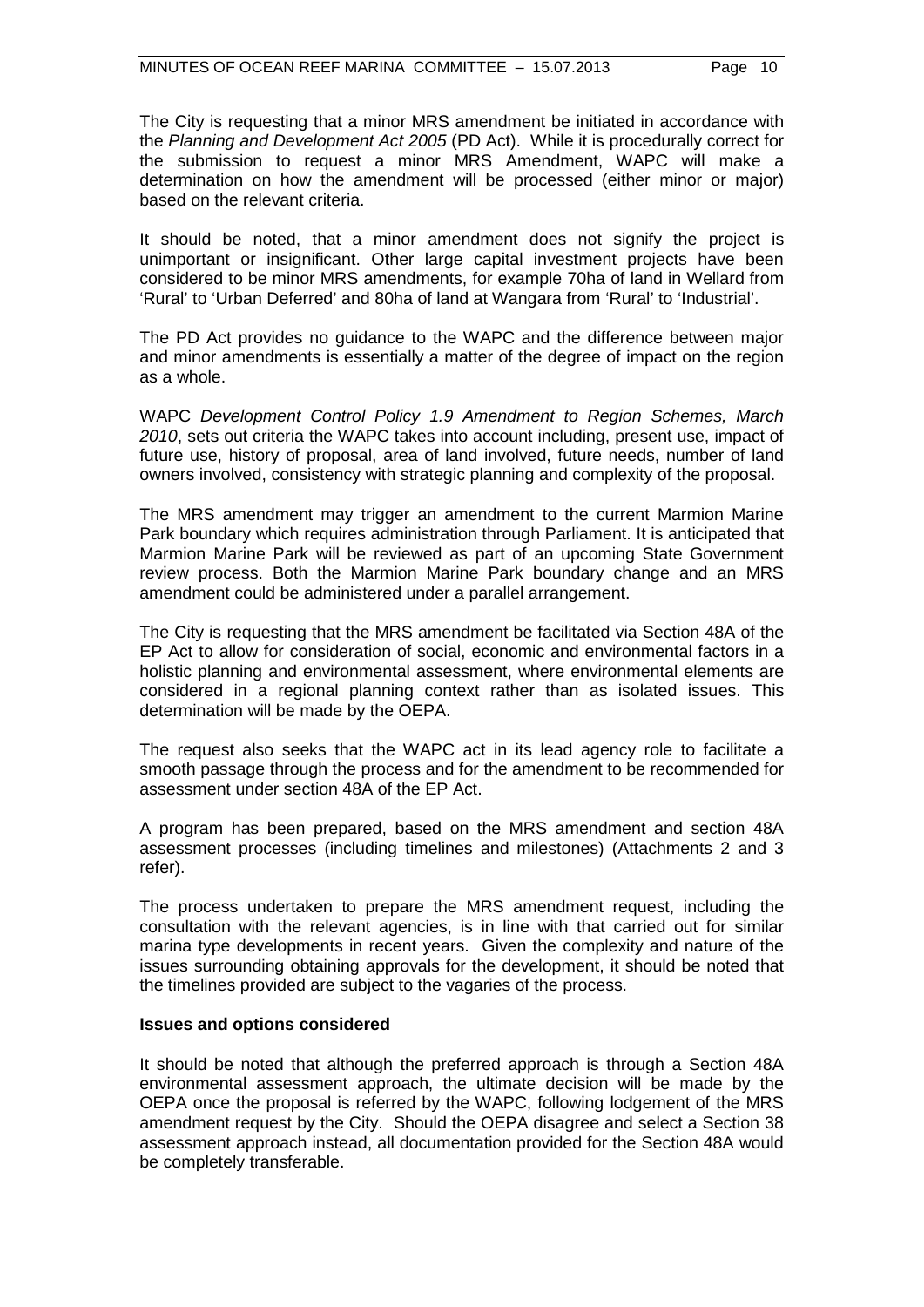The City is requesting that a minor MRS amendment be initiated in accordance with the *Planning and Development Act 2005* (PD Act). While it is procedurally correct for the submission to request a minor MRS Amendment, WAPC will make a determination on how the amendment will be processed (either minor or major) based on the relevant criteria.

It should be noted, that a minor amendment does not signify the project is unimportant or insignificant. Other large capital investment projects have been considered to be minor MRS amendments, for example 70ha of land in Wellard from 'Rural' to 'Urban Deferred' and 80ha of land at Wangara from 'Rural' to 'Industrial'.

The PD Act provides no guidance to the WAPC and the difference between major and minor amendments is essentially a matter of the degree of impact on the region as a whole.

WAPC *Development Control Policy 1.9 Amendment to Region Schemes, March 2010*, sets out criteria the WAPC takes into account including, present use, impact of future use, history of proposal, area of land involved, future needs, number of land owners involved, consistency with strategic planning and complexity of the proposal.

The MRS amendment may trigger an amendment to the current Marmion Marine Park boundary which requires administration through Parliament. It is anticipated that Marmion Marine Park will be reviewed as part of an upcoming State Government review process. Both the Marmion Marine Park boundary change and an MRS amendment could be administered under a parallel arrangement.

The City is requesting that the MRS amendment be facilitated via Section 48A of the EP Act to allow for consideration of social, economic and environmental factors in a holistic planning and environmental assessment, where environmental elements are considered in a regional planning context rather than as isolated issues. This determination will be made by the OEPA.

The request also seeks that the WAPC act in its lead agency role to facilitate a smooth passage through the process and for the amendment to be recommended for assessment under section 48A of the EP Act.

A program has been prepared, based on the MRS amendment and section 48A assessment processes (including timelines and milestones) (Attachments 2 and 3 refer).

The process undertaken to prepare the MRS amendment request, including the consultation with the relevant agencies, is in line with that carried out for similar marina type developments in recent years. Given the complexity and nature of the issues surrounding obtaining approvals for the development, it should be noted that the timelines provided are subject to the vagaries of the process.

**Issues and options considered**

It should be noted that although the preferred approach is through a Section 48A environmental assessment approach, the ultimate decision will be made by the OEPA once the proposal is referred by the WAPC, following lodgement of the MRS amendment request by the City. Should the OEPA disagree and select a Section 38 assessment approach instead, all documentation provided for the Section 48A would be completely transferable.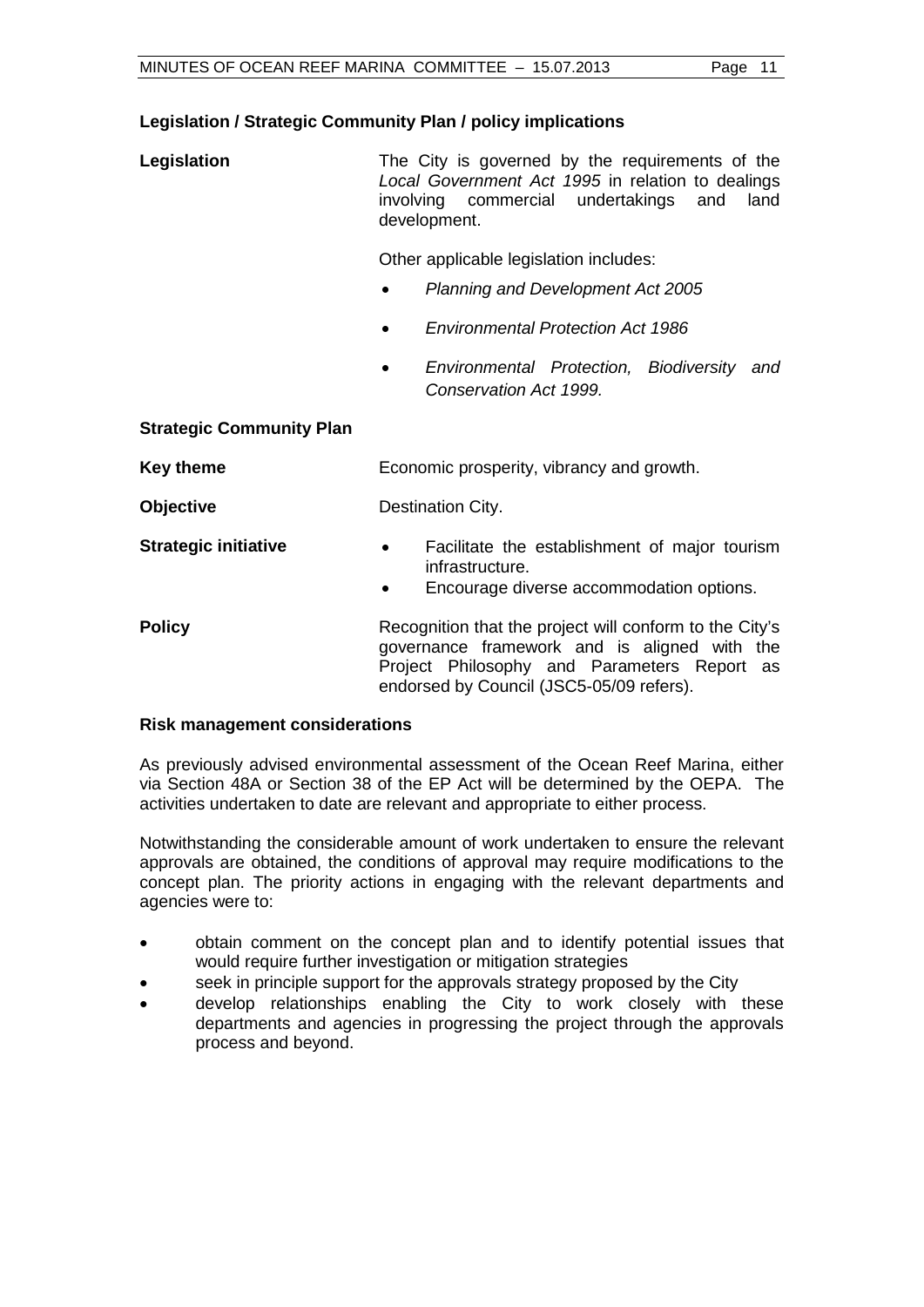**Legislation / Strategic Community Plan / policy implications**

| | |
|---|---|
| **Legislation** | The City is governed by the requirements of the *Local Government Act 1995* in relation to dealings involving commercial undertakings and land development.<br><br>Other applicable legislation includes:<br>• *Planning and Development Act 2005*<br>• *Environmental Protection Act 1986*<br>• *Environmental Protection, Biodiversity and Conservation Act 1999.* |
| **Strategic Community Plan** | |
| **Key theme** | Economic prosperity, vibrancy and growth. |
| **Objective** | Destination City. |
| **Strategic initiative** | • Facilitate the establishment of major tourism infrastructure.<br>• Encourage diverse accommodation options. |
| **Policy** | Recognition that the project will conform to the City's governance framework and is aligned with the Project Philosophy and Parameters Report as endorsed by Council (JSC5-05/09 refers). |

**Risk management considerations**

As previously advised environmental assessment of the Ocean Reef Marina, either via Section 48A or Section 38 of the EP Act will be determined by the OEPA. The activities undertaken to date are relevant and appropriate to either process.

Notwithstanding the considerable amount of work undertaken to ensure the relevant approvals are obtained, the conditions of approval may require modifications to the concept plan. The priority actions in engaging with the relevant departments and agencies were to:

- obtain comment on the concept plan and to identify potential issues that would require further investigation or mitigation strategies
- seek in principle support for the approvals strategy proposed by the City
- develop relationships enabling the City to work closely with these departments and agencies in progressing the project through the approvals process and beyond.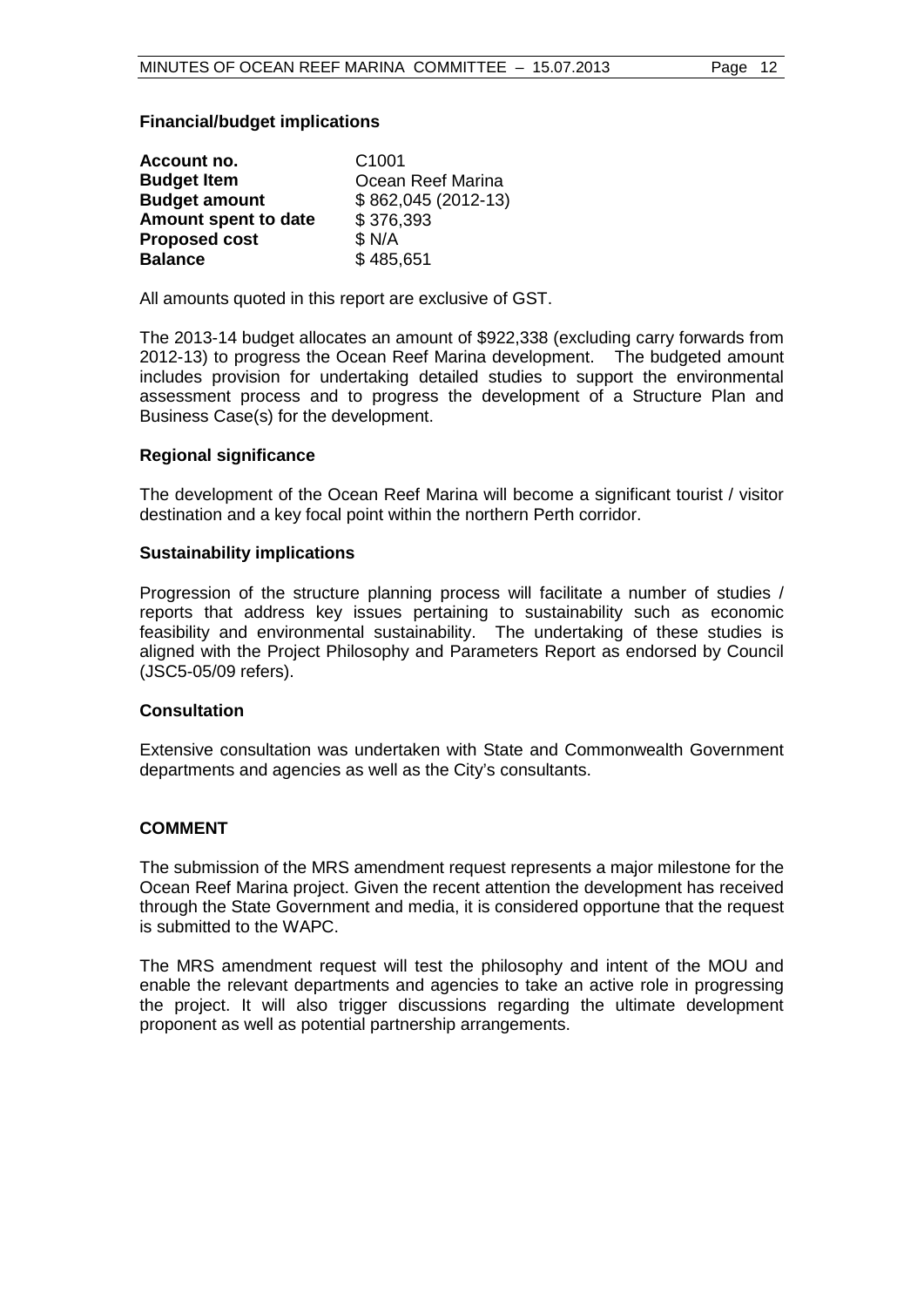**Financial/budget implications**

| | |
|---|---|
| **Account no.** | C1001 |
| **Budget Item** | Ocean Reef Marina |
| **Budget amount** | $ 862,045 (2012-13) |
| **Amount spent to date** | $ 376,393 |
| **Proposed cost** | $ N/A |
| **Balance** | $ 485,651 |

All amounts quoted in this report are exclusive of GST.

The 2013-14 budget allocates an amount of $922,338 (excluding carry forwards from 2012-13) to progress the Ocean Reef Marina development. The budgeted amount includes provision for undertaking detailed studies to support the environmental assessment process and to progress the development of a Structure Plan and Business Case(s) for the development.

**Regional significance**

The development of the Ocean Reef Marina will become a significant tourist / visitor destination and a key focal point within the northern Perth corridor.

**Sustainability implications**

Progression of the structure planning process will facilitate a number of studies / reports that address key issues pertaining to sustainability such as economic feasibility and environmental sustainability. The undertaking of these studies is aligned with the Project Philosophy and Parameters Report as endorsed by Council (JSC5-05/09 refers).

**Consultation**

Extensive consultation was undertaken with State and Commonwealth Government departments and agencies as well as the City's consultants.

**COMMENT**

The submission of the MRS amendment request represents a major milestone for the Ocean Reef Marina project. Given the recent attention the development has received through the State Government and media, it is considered opportune that the request is submitted to the WAPC.

The MRS amendment request will test the philosophy and intent of the MOU and enable the relevant departments and agencies to take an active role in progressing the project. It will also trigger discussions regarding the ultimate development proponent as well as potential partnership arrangements.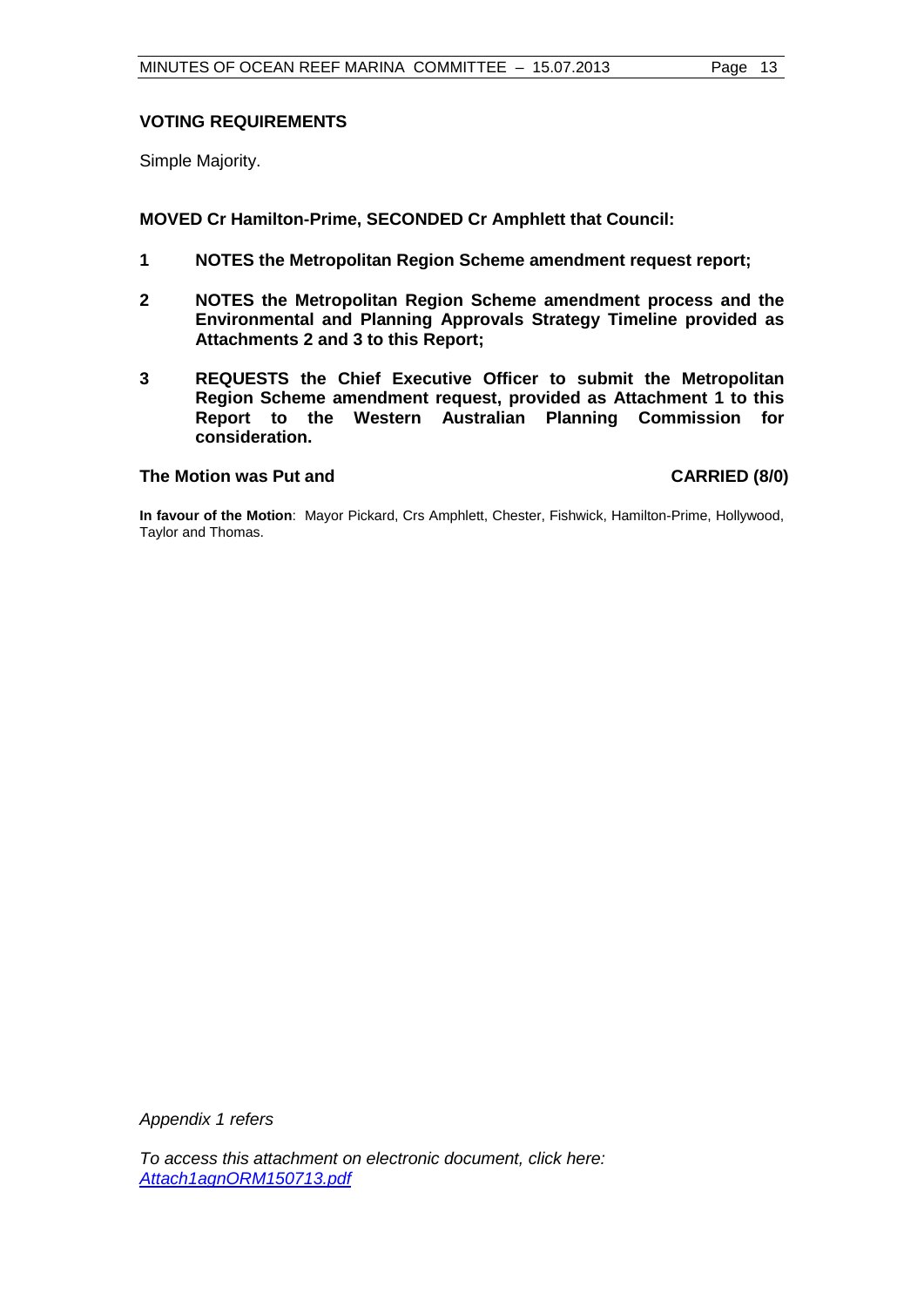**VOTING REQUIREMENTS**

Simple Majority.

**MOVED Cr Hamilton-Prime, SECONDED Cr Amphlett that Council:**

**1 NOTES the Metropolitan Region Scheme amendment request report;**

**2 NOTES the Metropolitan Region Scheme amendment process and the Environmental and Planning Approvals Strategy Timeline provided as Attachments 2 and 3 to this Report;**

**3 REQUESTS the Chief Executive Officer to submit the Metropolitan Region Scheme amendment request, provided as Attachment 1 to this Report to the Western Australian Planning Commission for consideration.**

**The Motion was Put and CARRIED (8/0)**

**In favour of the Motion**: Mayor Pickard, Crs Amphlett, Chester, Fishwick, Hamilton-Prime, Hollywood, Taylor and Thomas.

*Appendix 1 refers*

*To access this attachment on electronic document, click here: Attach1agnORM150713.pdf*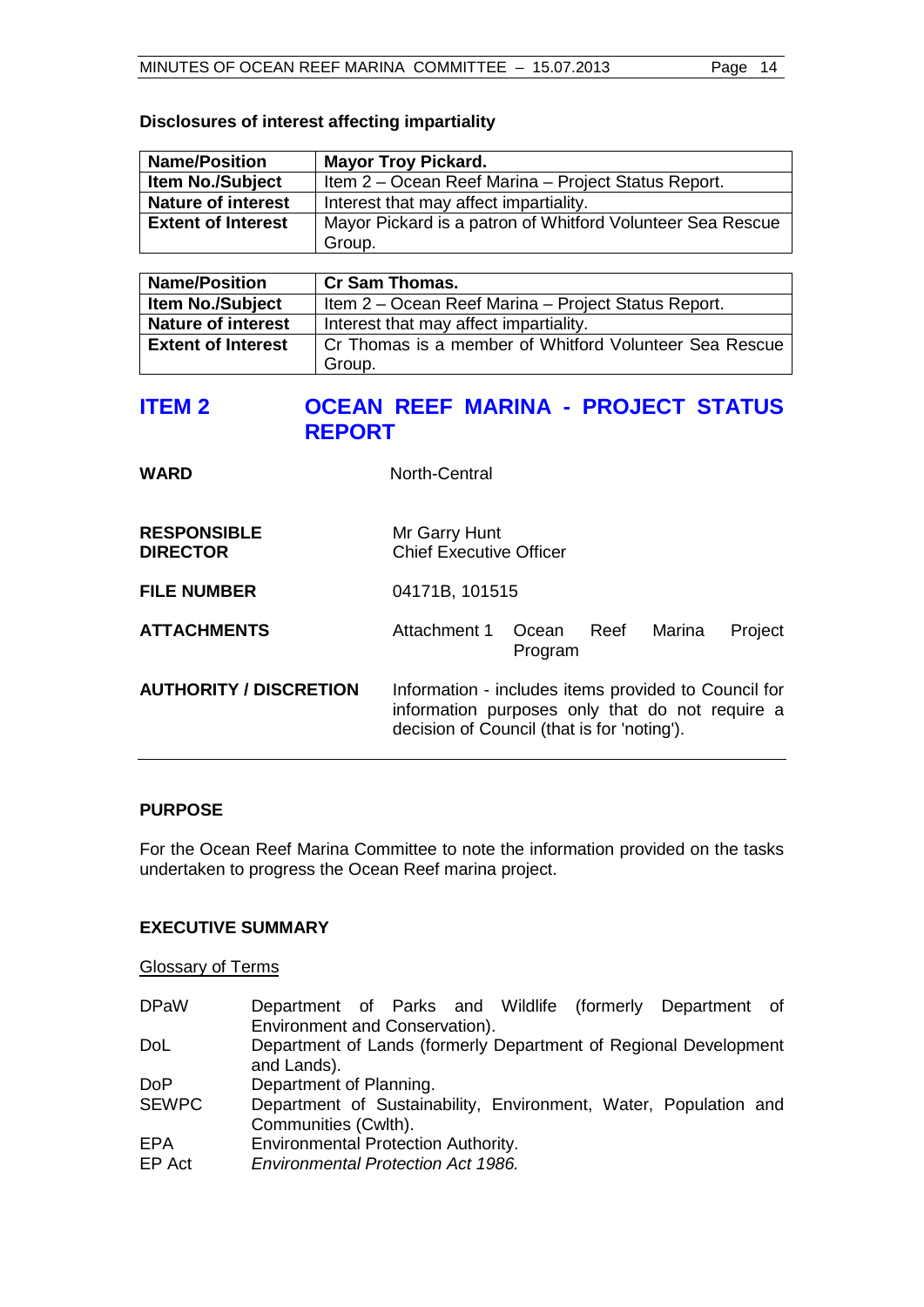**Disclosures of interest affecting impartiality**

| **Name/Position** | **Mayor Troy Pickard.** |
|---|---|
| **Item No./Subject** | Item 2 – Ocean Reef Marina – Project Status Report. |
| **Nature of interest** | Interest that may affect impartiality. |
| **Extent of Interest** | Mayor Pickard is a patron of Whitford Volunteer Sea Rescue Group. |

| **Name/Position** | **Cr Sam Thomas.** |
|---|---|
| **Item No./Subject** | Item 2 – Ocean Reef Marina – Project Status Report. |
| **Nature of interest** | Interest that may affect impartiality. |
| **Extent of Interest** | Cr Thomas is a member of Whitford Volunteer Sea Rescue Group. |

## ITEM 2 OCEAN REEF MARINA - PROJECT STATUS REPORT

| | |
|---|---|
| **WARD** | North-Central |
| **RESPONSIBLE DIRECTOR** | Mr Garry Hunt<br>Chief Executive Officer |
| **FILE NUMBER** | 04171B, 101515 |
| **ATTACHMENTS** | Attachment 1 Ocean Reef Marina Project Program |
| **AUTHORITY / DISCRETION** | Information - includes items provided to Council for information purposes only that do not require a decision of Council (that is for 'noting'). |

### PURPOSE

For the Ocean Reef Marina Committee to note the information provided on the tasks undertaken to progress the Ocean Reef marina project.

### EXECUTIVE SUMMARY

Glossary of Terms

| | |
|---|---|
| DPaW | Department of Parks and Wildlife (formerly Department of Environment and Conservation). |
| DoL | Department of Lands (formerly Department of Regional Development and Lands). |
| DoP | Department of Planning. |
| SEWPC | Department of Sustainability, Environment, Water, Population and Communities (Cwlth). |
| EPA | Environmental Protection Authority. |
| EP Act | *Environmental Protection Act 1986.* |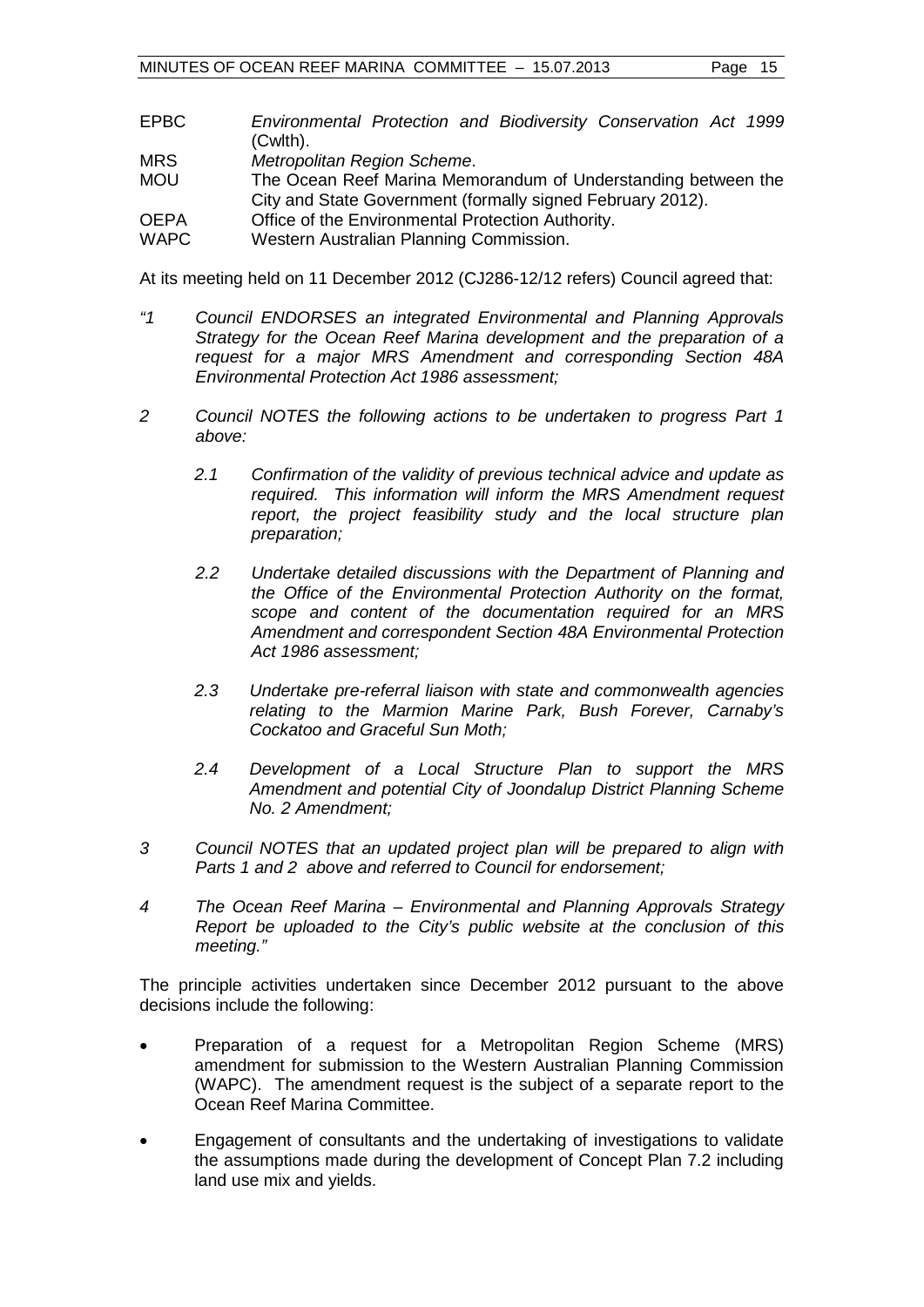| | |
|---|---|
| EPBC | *Environmental Protection and Biodiversity Conservation Act 1999* (Cwlth). |
| MRS | *Metropolitan Region Scheme*. |
| MOU | The Ocean Reef Marina Memorandum of Understanding between the City and State Government (formally signed February 2012). |
| OEPA | Office of the Environmental Protection Authority. |
| WAPC | Western Australian Planning Commission. |

At its meeting held on 11 December 2012 (CJ286-12/12 refers) Council agreed that:

*"1 Council ENDORSES an integrated Environmental and Planning Approvals Strategy for the Ocean Reef Marina development and the preparation of a request for a major MRS Amendment and corresponding Section 48A Environmental Protection Act 1986 assessment;*

*2 Council NOTES the following actions to be undertaken to progress Part 1 above:*

*2.1 Confirmation of the validity of previous technical advice and update as required. This information will inform the MRS Amendment request report, the project feasibility study and the local structure plan preparation;*

*2.2 Undertake detailed discussions with the Department of Planning and the Office of the Environmental Protection Authority on the format, scope and content of the documentation required for an MRS Amendment and correspondent Section 48A Environmental Protection Act 1986 assessment;*

*2.3 Undertake pre-referral liaison with state and commonwealth agencies relating to the Marmion Marine Park, Bush Forever, Carnaby's Cockatoo and Graceful Sun Moth;*

*2.4 Development of a Local Structure Plan to support the MRS Amendment and potential City of Joondalup District Planning Scheme No. 2 Amendment;*

*3 Council NOTES that an updated project plan will be prepared to align with Parts 1 and 2 above and referred to Council for endorsement;*

*4 The Ocean Reef Marina – Environmental and Planning Approvals Strategy Report be uploaded to the City's public website at the conclusion of this meeting."*

The principle activities undertaken since December 2012 pursuant to the above decisions include the following:

- Preparation of a request for a Metropolitan Region Scheme (MRS) amendment for submission to the Western Australian Planning Commission (WAPC). The amendment request is the subject of a separate report to the Ocean Reef Marina Committee.
- Engagement of consultants and the undertaking of investigations to validate the assumptions made during the development of Concept Plan 7.2 including land use mix and yields.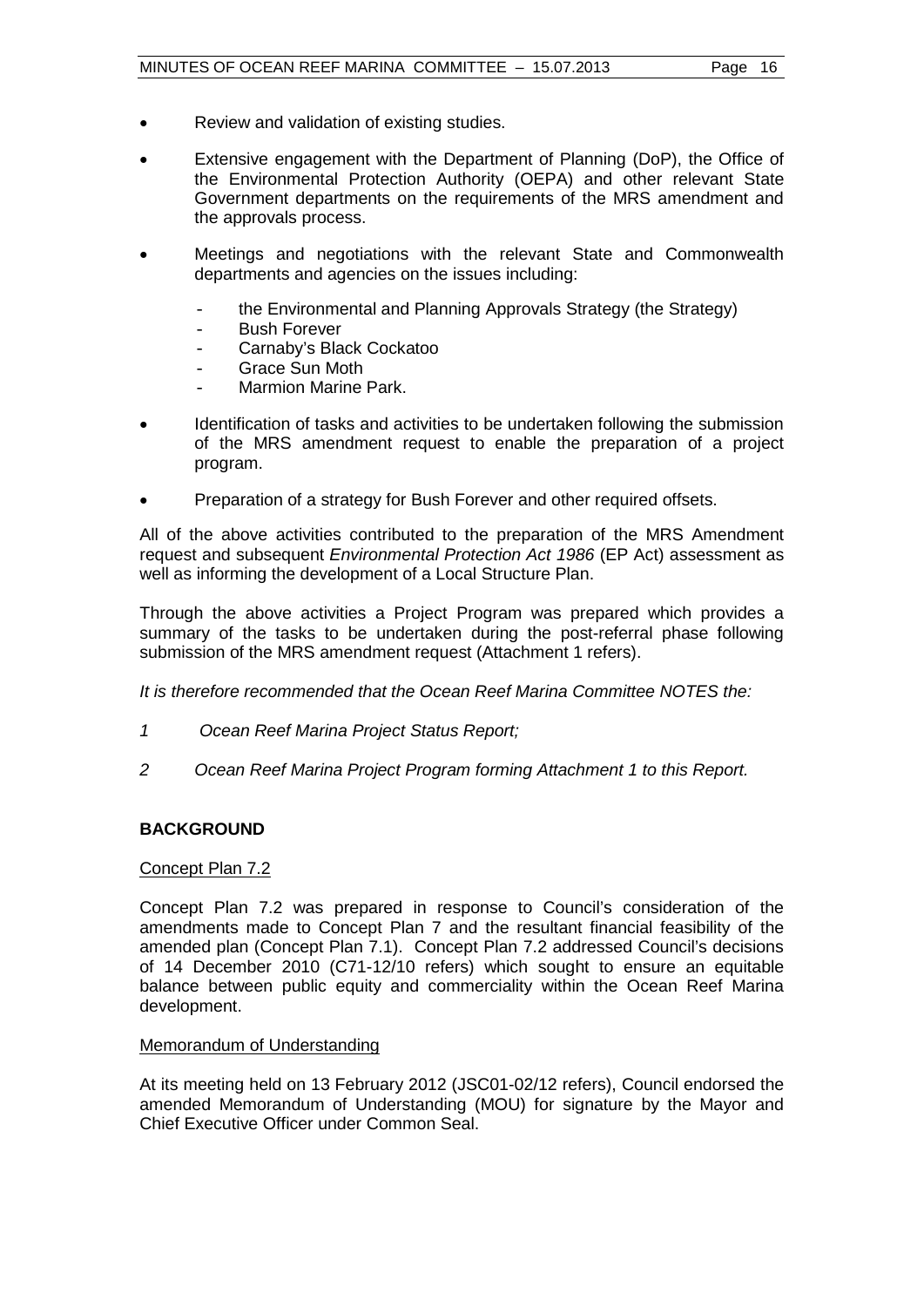- Review and validation of existing studies.
- Extensive engagement with the Department of Planning (DoP), the Office of the Environmental Protection Authority (OEPA) and other relevant State Government departments on the requirements of the MRS amendment and the approvals process.
- Meetings and negotiations with the relevant State and Commonwealth departments and agencies on the issues including:
  - the Environmental and Planning Approvals Strategy (the Strategy)
  - Bush Forever
  - Carnaby's Black Cockatoo
  - Grace Sun Moth
  - Marmion Marine Park.
- Identification of tasks and activities to be undertaken following the submission of the MRS amendment request to enable the preparation of a project program.
- Preparation of a strategy for Bush Forever and other required offsets.

All of the above activities contributed to the preparation of the MRS Amendment request and subsequent *Environmental Protection Act 1986* (EP Act) assessment as well as informing the development of a Local Structure Plan.

Through the above activities a Project Program was prepared which provides a summary of the tasks to be undertaken during the post-referral phase following submission of the MRS amendment request (Attachment 1 refers).

*It is therefore recommended that the Ocean Reef Marina Committee NOTES the:*

*1 Ocean Reef Marina Project Status Report;*

*2 Ocean Reef Marina Project Program forming Attachment 1 to this Report.*

## BACKGROUND

Concept Plan 7.2

Concept Plan 7.2 was prepared in response to Council's consideration of the amendments made to Concept Plan 7 and the resultant financial feasibility of the amended plan (Concept Plan 7.1). Concept Plan 7.2 addressed Council's decisions of 14 December 2010 (C71-12/10 refers) which sought to ensure an equitable balance between public equity and commerciality within the Ocean Reef Marina development.

Memorandum of Understanding

At its meeting held on 13 February 2012 (JSC01-02/12 refers), Council endorsed the amended Memorandum of Understanding (MOU) for signature by the Mayor and Chief Executive Officer under Common Seal.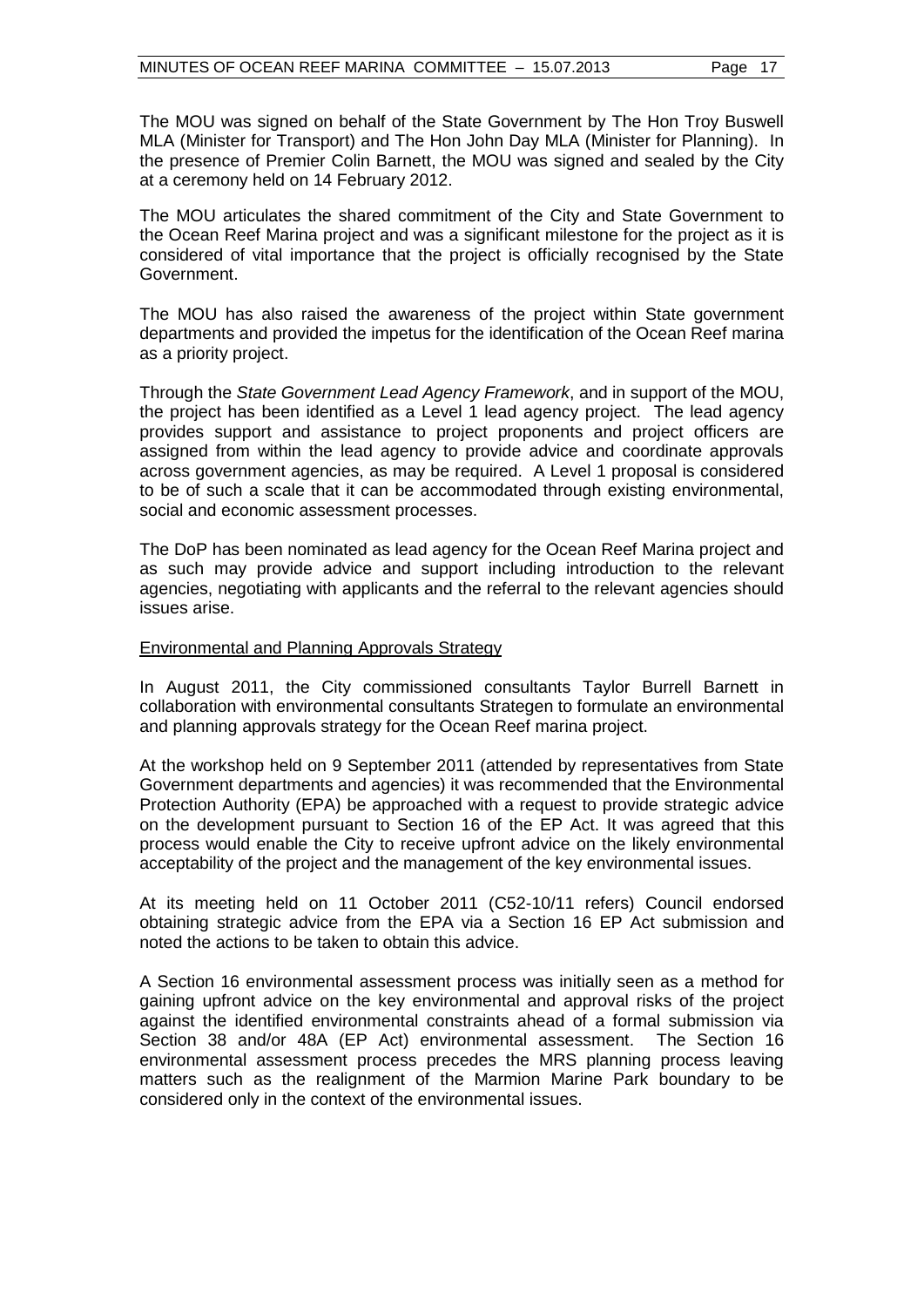The MOU was signed on behalf of the State Government by The Hon Troy Buswell MLA (Minister for Transport) and The Hon John Day MLA (Minister for Planning). In the presence of Premier Colin Barnett, the MOU was signed and sealed by the City at a ceremony held on 14 February 2012.

The MOU articulates the shared commitment of the City and State Government to the Ocean Reef Marina project and was a significant milestone for the project as it is considered of vital importance that the project is officially recognised by the State Government.

The MOU has also raised the awareness of the project within State government departments and provided the impetus for the identification of the Ocean Reef marina as a priority project.

Through the *State Government Lead Agency Framework*, and in support of the MOU, the project has been identified as a Level 1 lead agency project. The lead agency provides support and assistance to project proponents and project officers are assigned from within the lead agency to provide advice and coordinate approvals across government agencies, as may be required. A Level 1 proposal is considered to be of such a scale that it can be accommodated through existing environmental, social and economic assessment processes.

The DoP has been nominated as lead agency for the Ocean Reef Marina project and as such may provide advice and support including introduction to the relevant agencies, negotiating with applicants and the referral to the relevant agencies should issues arise.

<u>Environmental and Planning Approvals Strategy</u>

In August 2011, the City commissioned consultants Taylor Burrell Barnett in collaboration with environmental consultants Strategen to formulate an environmental and planning approvals strategy for the Ocean Reef marina project.

At the workshop held on 9 September 2011 (attended by representatives from State Government departments and agencies) it was recommended that the Environmental Protection Authority (EPA) be approached with a request to provide strategic advice on the development pursuant to Section 16 of the EP Act. It was agreed that this process would enable the City to receive upfront advice on the likely environmental acceptability of the project and the management of the key environmental issues.

At its meeting held on 11 October 2011 (C52-10/11 refers) Council endorsed obtaining strategic advice from the EPA via a Section 16 EP Act submission and noted the actions to be taken to obtain this advice.

A Section 16 environmental assessment process was initially seen as a method for gaining upfront advice on the key environmental and approval risks of the project against the identified environmental constraints ahead of a formal submission via Section 38 and/or 48A (EP Act) environmental assessment. The Section 16 environmental assessment process precedes the MRS planning process leaving matters such as the realignment of the Marmion Marine Park boundary to be considered only in the context of the environmental issues.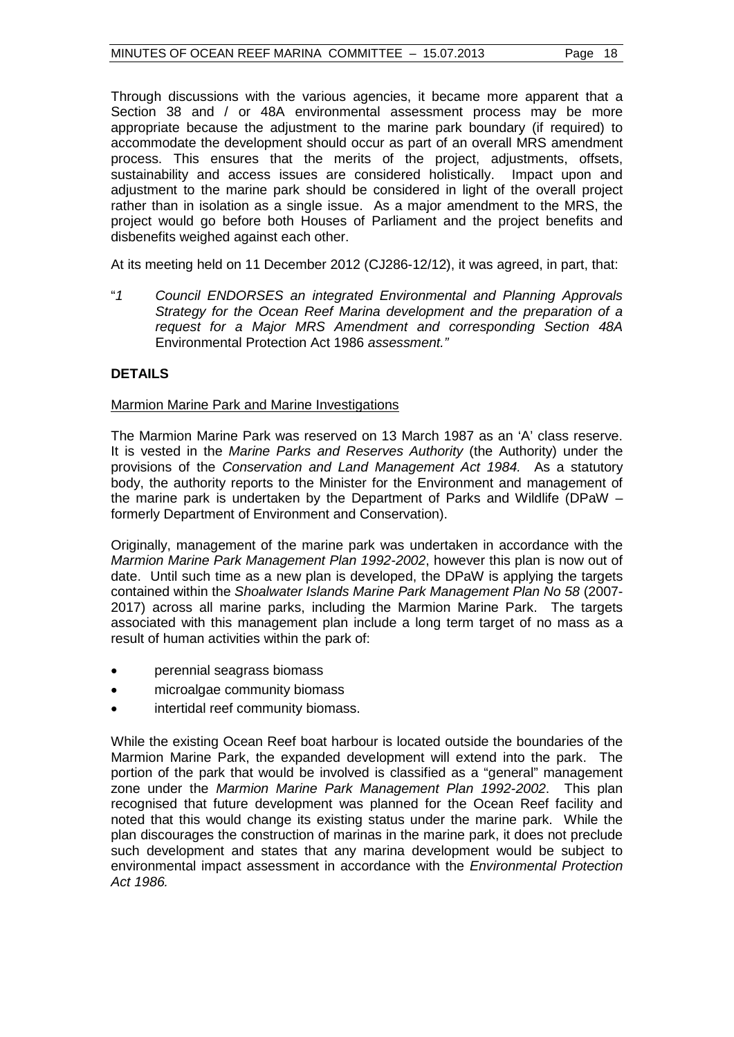Through discussions with the various agencies, it became more apparent that a Section 38 and / or 48A environmental assessment process may be more appropriate because the adjustment to the marine park boundary (if required) to accommodate the development should occur as part of an overall MRS amendment process. This ensures that the merits of the project, adjustments, offsets, sustainability and access issues are considered holistically. Impact upon and adjustment to the marine park should be considered in light of the overall project rather than in isolation as a single issue. As a major amendment to the MRS, the project would go before both Houses of Parliament and the project benefits and disbenefits weighed against each other.

At its meeting held on 11 December 2012 (CJ286-12/12), it was agreed, in part, that:

"*1 Council ENDORSES an integrated Environmental and Planning Approvals Strategy for the Ocean Reef Marina development and the preparation of a request for a Major MRS Amendment and corresponding Section 48A* Environmental Protection Act 1986 *assessment."*

## DETAILS

Marmion Marine Park and Marine Investigations

The Marmion Marine Park was reserved on 13 March 1987 as an 'A' class reserve. It is vested in the *Marine Parks and Reserves Authority* (the Authority) under the provisions of the *Conservation and Land Management Act 1984.* As a statutory body, the authority reports to the Minister for the Environment and management of the marine park is undertaken by the Department of Parks and Wildlife (DPaW – formerly Department of Environment and Conservation).

Originally, management of the marine park was undertaken in accordance with the *Marmion Marine Park Management Plan 1992-2002*, however this plan is now out of date. Until such time as a new plan is developed, the DPaW is applying the targets contained within the *Shoalwater Islands Marine Park Management Plan No 58* (2007-2017) across all marine parks, including the Marmion Marine Park. The targets associated with this management plan include a long term target of no mass as a result of human activities within the park of:

- perennial seagrass biomass
- microalgae community biomass
- intertidal reef community biomass.

While the existing Ocean Reef boat harbour is located outside the boundaries of the Marmion Marine Park, the expanded development will extend into the park. The portion of the park that would be involved is classified as a "general" management zone under the *Marmion Marine Park Management Plan 1992-2002.* This plan recognised that future development was planned for the Ocean Reef facility and noted that this would change its existing status under the marine park. While the plan discourages the construction of marinas in the marine park, it does not preclude such development and states that any marina development would be subject to environmental impact assessment in accordance with the *Environmental Protection Act 1986.*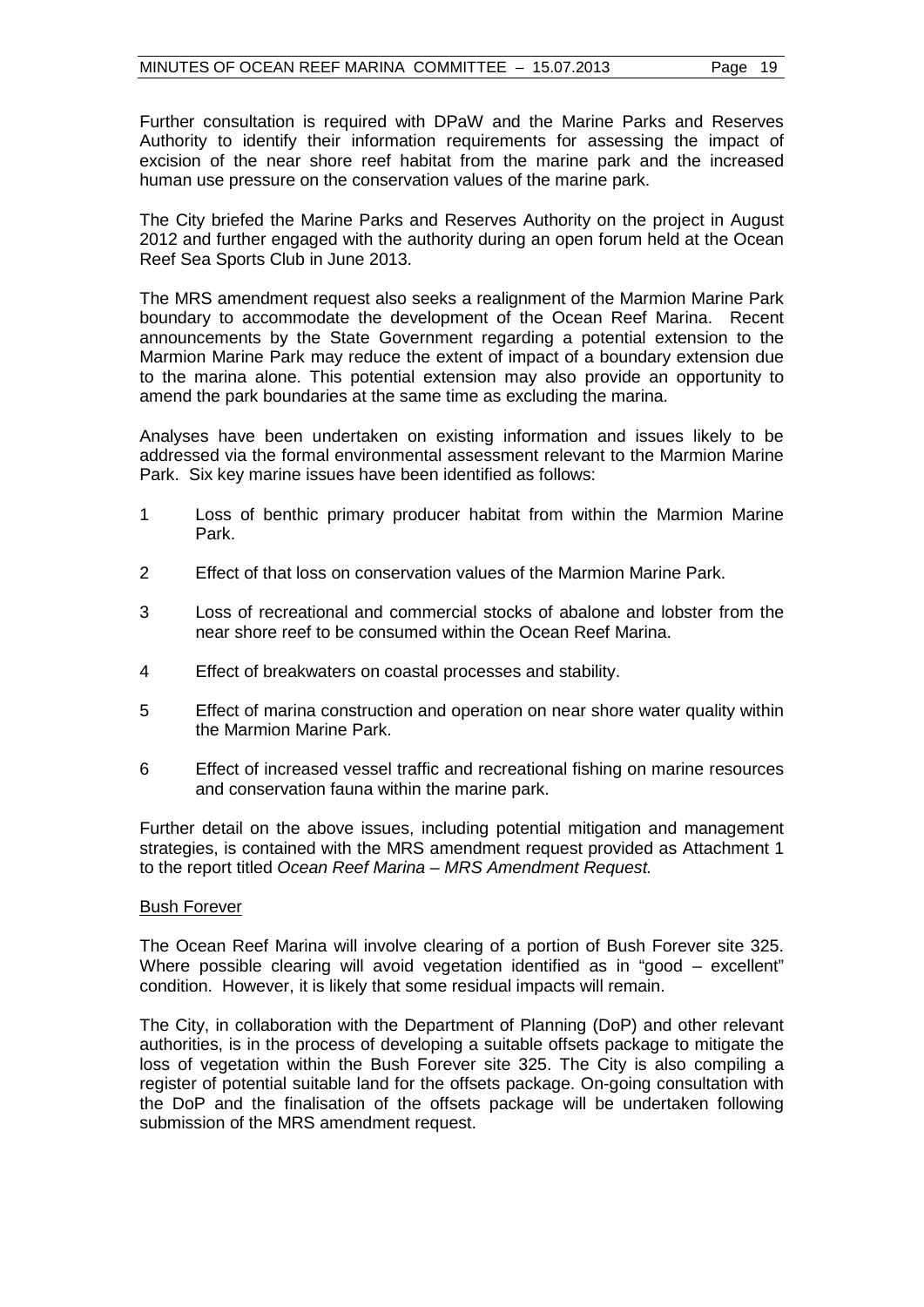Further consultation is required with DPaW and the Marine Parks and Reserves Authority to identify their information requirements for assessing the impact of excision of the near shore reef habitat from the marine park and the increased human use pressure on the conservation values of the marine park.

The City briefed the Marine Parks and Reserves Authority on the project in August 2012 and further engaged with the authority during an open forum held at the Ocean Reef Sea Sports Club in June 2013.

The MRS amendment request also seeks a realignment of the Marmion Marine Park boundary to accommodate the development of the Ocean Reef Marina. Recent announcements by the State Government regarding a potential extension to the Marmion Marine Park may reduce the extent of impact of a boundary extension due to the marina alone. This potential extension may also provide an opportunity to amend the park boundaries at the same time as excluding the marina.

Analyses have been undertaken on existing information and issues likely to be addressed via the formal environmental assessment relevant to the Marmion Marine Park. Six key marine issues have been identified as follows:

1. Loss of benthic primary producer habitat from within the Marmion Marine Park.
2. Effect of that loss on conservation values of the Marmion Marine Park.
3. Loss of recreational and commercial stocks of abalone and lobster from the near shore reef to be consumed within the Ocean Reef Marina.
4. Effect of breakwaters on coastal processes and stability.
5. Effect of marina construction and operation on near shore water quality within the Marmion Marine Park.
6. Effect of increased vessel traffic and recreational fishing on marine resources and conservation fauna within the marine park.

Further detail on the above issues, including potential mitigation and management strategies, is contained with the MRS amendment request provided as Attachment 1 to the report titled *Ocean Reef Marina – MRS Amendment Request.*

<u>Bush Forever</u>

The Ocean Reef Marina will involve clearing of a portion of Bush Forever site 325. Where possible clearing will avoid vegetation identified as in "good – excellent" condition. However, it is likely that some residual impacts will remain.

The City, in collaboration with the Department of Planning (DoP) and other relevant authorities, is in the process of developing a suitable offsets package to mitigate the loss of vegetation within the Bush Forever site 325. The City is also compiling a register of potential suitable land for the offsets package. On-going consultation with the DoP and the finalisation of the offsets package will be undertaken following submission of the MRS amendment request.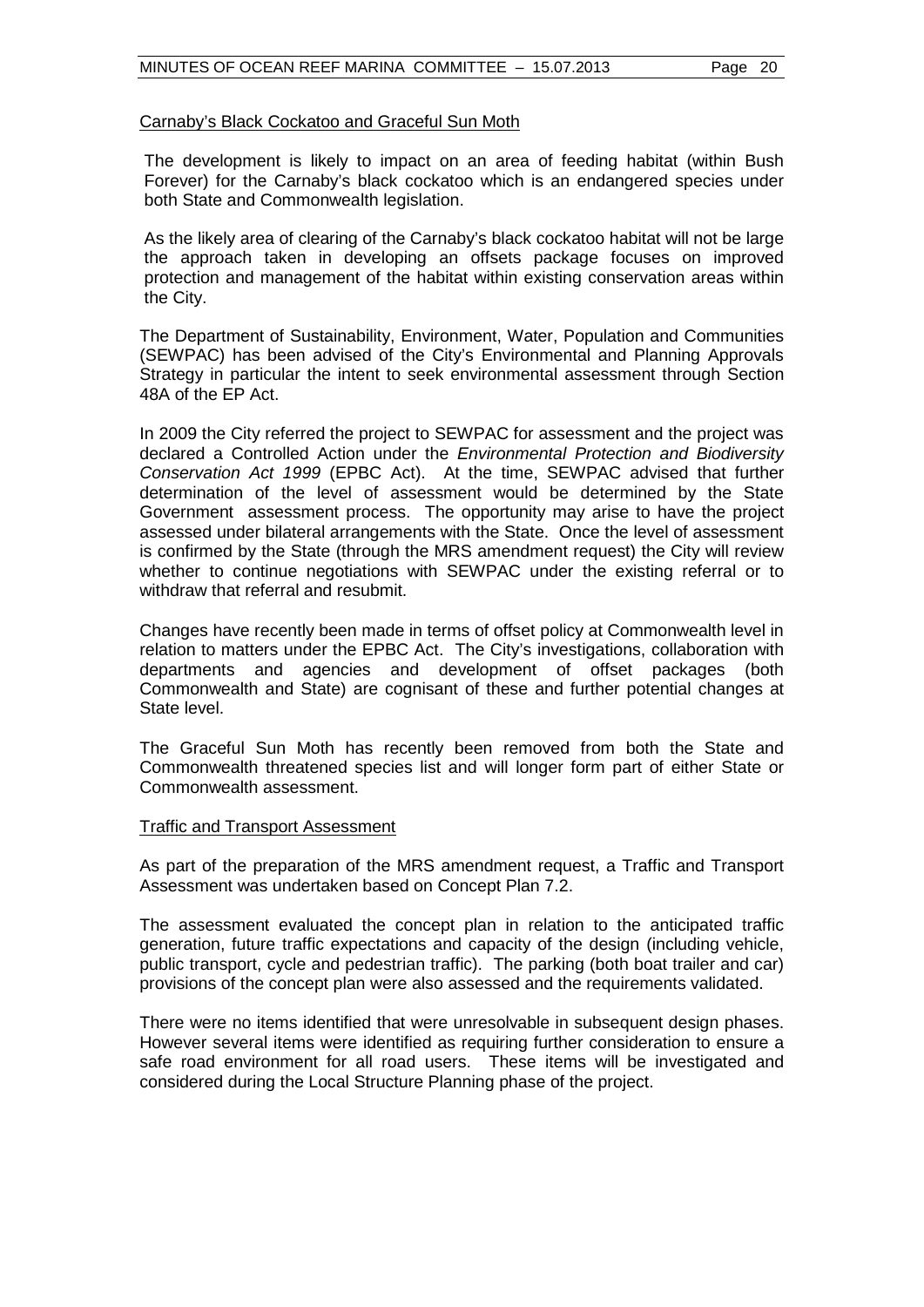Carnaby's Black Cockatoo and Graceful Sun Moth

The development is likely to impact on an area of feeding habitat (within Bush Forever) for the Carnaby's black cockatoo which is an endangered species under both State and Commonwealth legislation.

As the likely area of clearing of the Carnaby's black cockatoo habitat will not be large the approach taken in developing an offsets package focuses on improved protection and management of the habitat within existing conservation areas within the City.

The Department of Sustainability, Environment, Water, Population and Communities (SEWPAC) has been advised of the City's Environmental and Planning Approvals Strategy in particular the intent to seek environmental assessment through Section 48A of the EP Act.

In 2009 the City referred the project to SEWPAC for assessment and the project was declared a Controlled Action under the *Environmental Protection and Biodiversity Conservation Act 1999* (EPBC Act). At the time, SEWPAC advised that further determination of the level of assessment would be determined by the State Government assessment process. The opportunity may arise to have the project assessed under bilateral arrangements with the State. Once the level of assessment is confirmed by the State (through the MRS amendment request) the City will review whether to continue negotiations with SEWPAC under the existing referral or to withdraw that referral and resubmit.

Changes have recently been made in terms of offset policy at Commonwealth level in relation to matters under the EPBC Act. The City's investigations, collaboration with departments and agencies and development of offset packages (both Commonwealth and State) are cognisant of these and further potential changes at State level.

The Graceful Sun Moth has recently been removed from both the State and Commonwealth threatened species list and will longer form part of either State or Commonwealth assessment.

Traffic and Transport Assessment

As part of the preparation of the MRS amendment request, a Traffic and Transport Assessment was undertaken based on Concept Plan 7.2.

The assessment evaluated the concept plan in relation to the anticipated traffic generation, future traffic expectations and capacity of the design (including vehicle, public transport, cycle and pedestrian traffic). The parking (both boat trailer and car) provisions of the concept plan were also assessed and the requirements validated.

There were no items identified that were unresolvable in subsequent design phases. However several items were identified as requiring further consideration to ensure a safe road environment for all road users. These items will be investigated and considered during the Local Structure Planning phase of the project.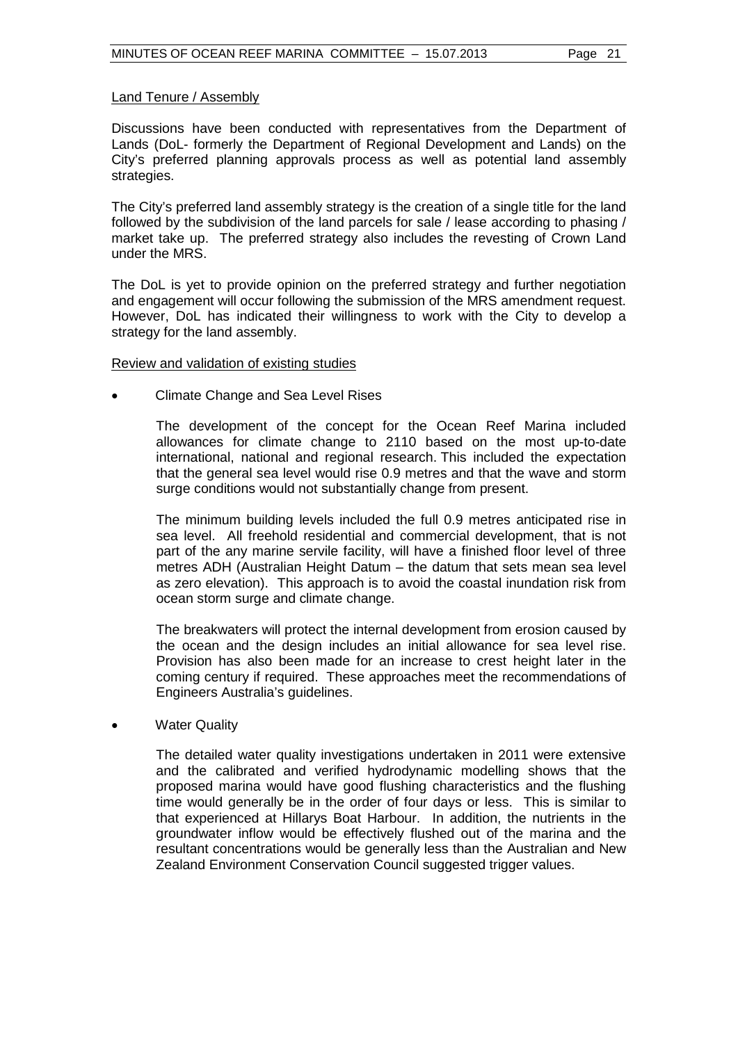Land Tenure / Assembly

Discussions have been conducted with representatives from the Department of Lands (DoL- formerly the Department of Regional Development and Lands) on the City's preferred planning approvals process as well as potential land assembly strategies.

The City's preferred land assembly strategy is the creation of a single title for the land followed by the subdivision of the land parcels for sale / lease according to phasing / market take up. The preferred strategy also includes the revesting of Crown Land under the MRS.

The DoL is yet to provide opinion on the preferred strategy and further negotiation and engagement will occur following the submission of the MRS amendment request. However, DoL has indicated their willingness to work with the City to develop a strategy for the land assembly.

Review and validation of existing studies

- Climate Change and Sea Level Rises

  The development of the concept for the Ocean Reef Marina included allowances for climate change to 2110 based on the most up-to-date international, national and regional research. This included the expectation that the general sea level would rise 0.9 metres and that the wave and storm surge conditions would not substantially change from present.

  The minimum building levels included the full 0.9 metres anticipated rise in sea level. All freehold residential and commercial development, that is not part of the any marine servile facility, will have a finished floor level of three metres ADH (Australian Height Datum – the datum that sets mean sea level as zero elevation). This approach is to avoid the coastal inundation risk from ocean storm surge and climate change.

  The breakwaters will protect the internal development from erosion caused by the ocean and the design includes an initial allowance for sea level rise. Provision has also been made for an increase to crest height later in the coming century if required. These approaches meet the recommendations of Engineers Australia's guidelines.

- Water Quality

  The detailed water quality investigations undertaken in 2011 were extensive and the calibrated and verified hydrodynamic modelling shows that the proposed marina would have good flushing characteristics and the flushing time would generally be in the order of four days or less. This is similar to that experienced at Hillarys Boat Harbour. In addition, the nutrients in the groundwater inflow would be effectively flushed out of the marina and the resultant concentrations would be generally less than the Australian and New Zealand Environment Conservation Council suggested trigger values.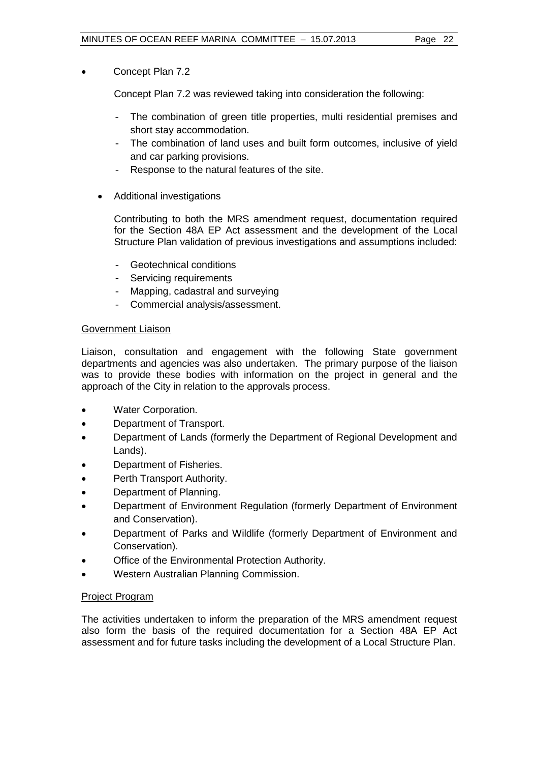- Concept Plan 7.2

  Concept Plan 7.2 was reviewed taking into consideration the following:

  - The combination of green title properties, multi residential premises and short stay accommodation.
  - The combination of land uses and built form outcomes, inclusive of yield and car parking provisions.
  - Response to the natural features of the site.

- Additional investigations

  Contributing to both the MRS amendment request, documentation required for the Section 48A EP Act assessment and the development of the Local Structure Plan validation of previous investigations and assumptions included:

  - Geotechnical conditions
  - Servicing requirements
  - Mapping, cadastral and surveying
  - Commercial analysis/assessment.

<u>Government Liaison</u>

Liaison, consultation and engagement with the following State government departments and agencies was also undertaken. The primary purpose of the liaison was to provide these bodies with information on the project in general and the approach of the City in relation to the approvals process.

- Water Corporation.
- Department of Transport.
- Department of Lands (formerly the Department of Regional Development and Lands).
- Department of Fisheries.
- Perth Transport Authority.
- Department of Planning.
- Department of Environment Regulation (formerly Department of Environment and Conservation).
- Department of Parks and Wildlife (formerly Department of Environment and Conservation).
- Office of the Environmental Protection Authority.
- Western Australian Planning Commission.

<u>Project Program</u>

The activities undertaken to inform the preparation of the MRS amendment request also form the basis of the required documentation for a Section 48A EP Act assessment and for future tasks including the development of a Local Structure Plan.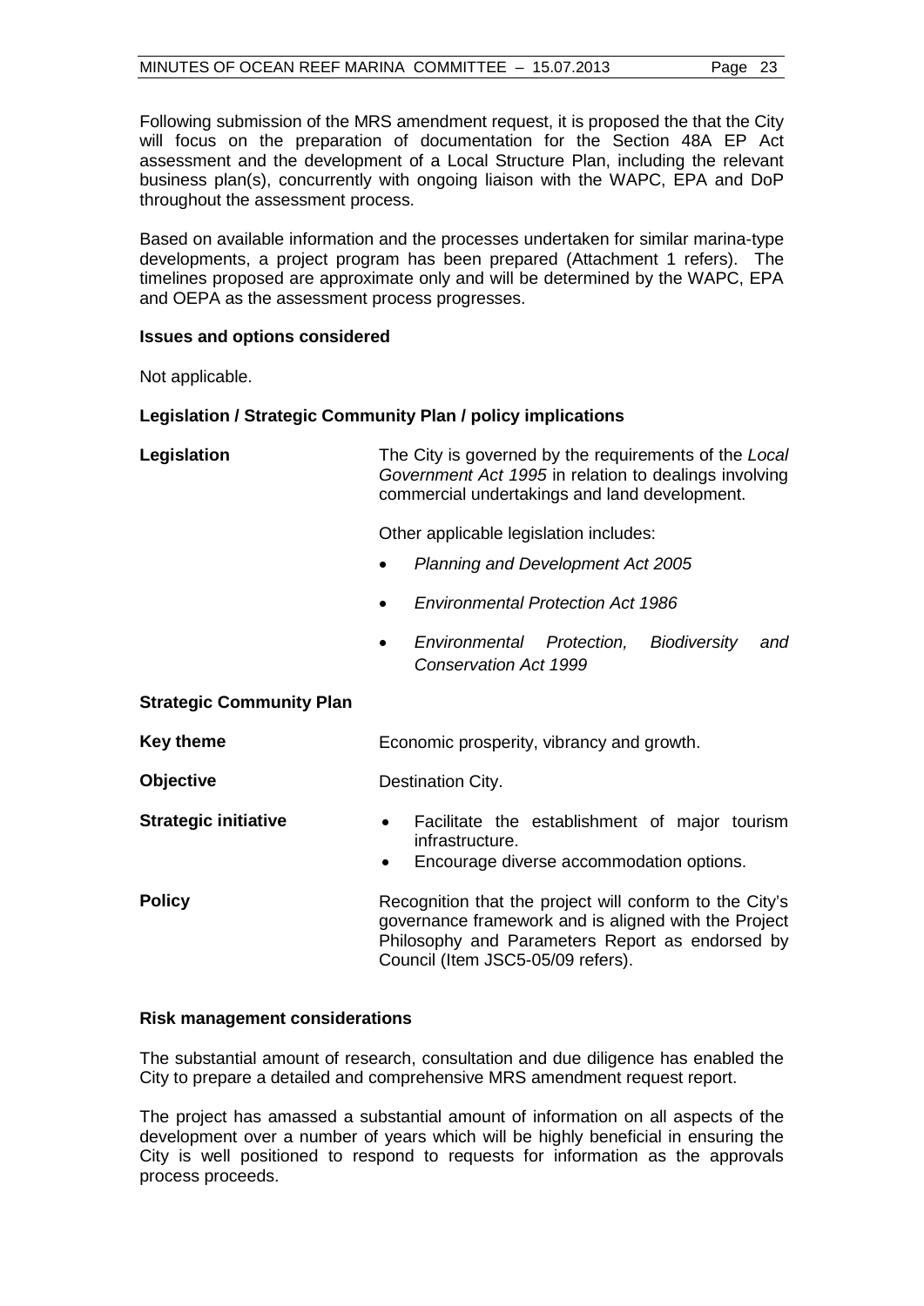Following submission of the MRS amendment request, it is proposed the that the City will focus on the preparation of documentation for the Section 48A EP Act assessment and the development of a Local Structure Plan, including the relevant business plan(s), concurrently with ongoing liaison with the WAPC, EPA and DoP throughout the assessment process.

Based on available information and the processes undertaken for similar marina-type developments, a project program has been prepared (Attachment 1 refers). The timelines proposed are approximate only and will be determined by the WAPC, EPA and OEPA as the assessment process progresses.

**Issues and options considered**

Not applicable.

**Legislation / Strategic Community Plan / policy implications**

**Legislation**

The City is governed by the requirements of the *Local Government Act 1995* in relation to dealings involving commercial undertakings and land development.

Other applicable legislation includes:

- *Planning and Development Act 2005*
- *Environmental Protection Act 1986*
- *Environmental Protection, Biodiversity and Conservation Act 1999*

**Strategic Community Plan**

**Key theme**

Economic prosperity, vibrancy and growth.

**Objective**

Destination City.

**Strategic initiative**

- Facilitate the establishment of major tourism infrastructure.
- Encourage diverse accommodation options.

**Policy**

Recognition that the project will conform to the City's governance framework and is aligned with the Project Philosophy and Parameters Report as endorsed by Council (Item JSC5-05/09 refers).

**Risk management considerations**

The substantial amount of research, consultation and due diligence has enabled the City to prepare a detailed and comprehensive MRS amendment request report.

The project has amassed a substantial amount of information on all aspects of the development over a number of years which will be highly beneficial in ensuring the City is well positioned to respond to requests for information as the approvals process proceeds.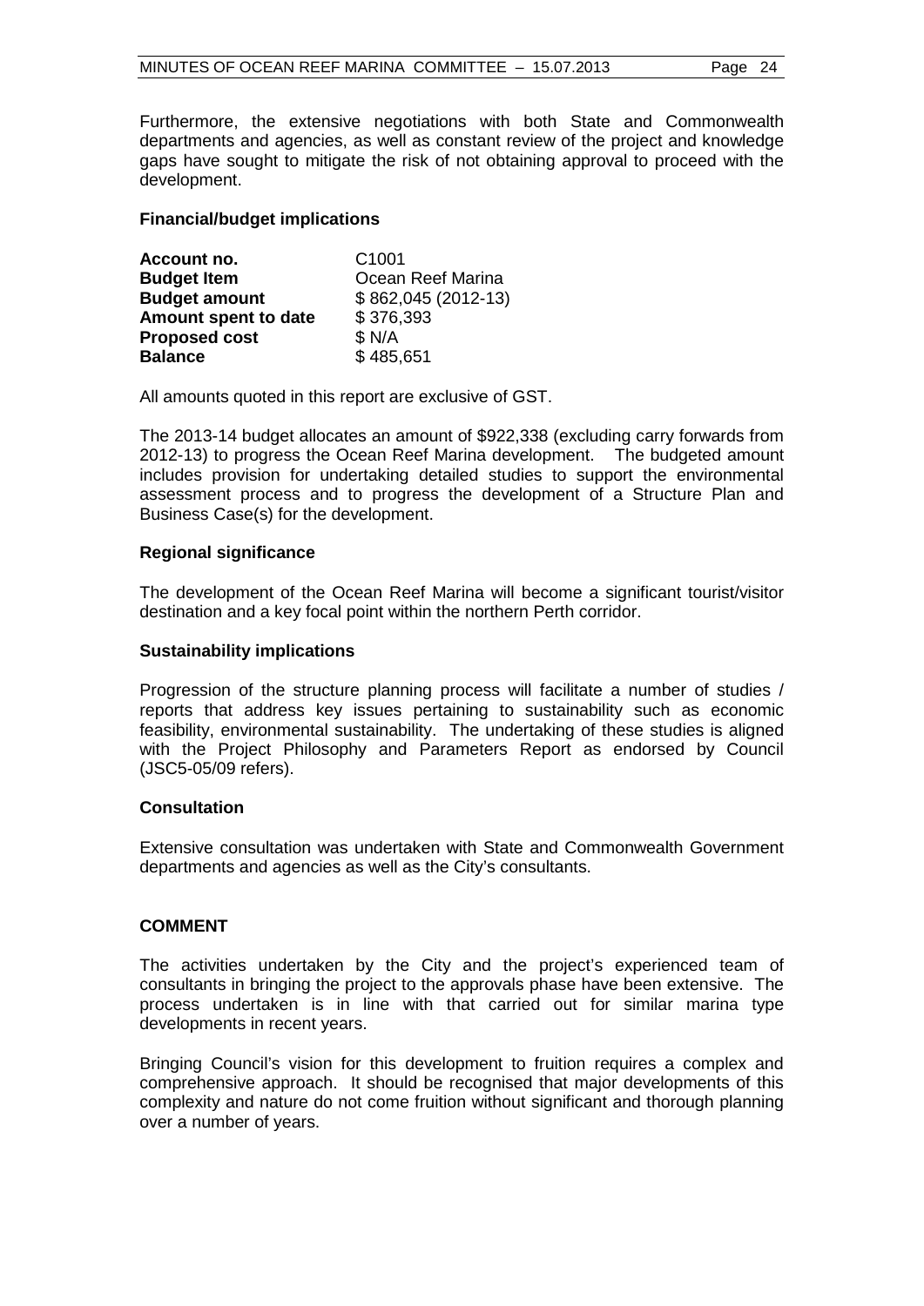Furthermore, the extensive negotiations with both State and Commonwealth departments and agencies, as well as constant review of the project and knowledge gaps have sought to mitigate the risk of not obtaining approval to proceed with the development.

**Financial/budget implications**

| | |
|---|---|
| **Account no.** | C1001 |
| **Budget Item** | Ocean Reef Marina |
| **Budget amount** | $ 862,045 (2012-13) |
| **Amount spent to date** | $ 376,393 |
| **Proposed cost** | $ N/A |
| **Balance** | $ 485,651 |

All amounts quoted in this report are exclusive of GST.

The 2013-14 budget allocates an amount of $922,338 (excluding carry forwards from 2012-13) to progress the Ocean Reef Marina development. The budgeted amount includes provision for undertaking detailed studies to support the environmental assessment process and to progress the development of a Structure Plan and Business Case(s) for the development.

**Regional significance**

The development of the Ocean Reef Marina will become a significant tourist/visitor destination and a key focal point within the northern Perth corridor.

**Sustainability implications**

Progression of the structure planning process will facilitate a number of studies / reports that address key issues pertaining to sustainability such as economic feasibility, environmental sustainability. The undertaking of these studies is aligned with the Project Philosophy and Parameters Report as endorsed by Council (JSC5-05/09 refers).

**Consultation**

Extensive consultation was undertaken with State and Commonwealth Government departments and agencies as well as the City's consultants.

**COMMENT**

The activities undertaken by the City and the project's experienced team of consultants in bringing the project to the approvals phase have been extensive. The process undertaken is in line with that carried out for similar marina type developments in recent years.

Bringing Council's vision for this development to fruition requires a complex and comprehensive approach. It should be recognised that major developments of this complexity and nature do not come fruition without significant and thorough planning over a number of years.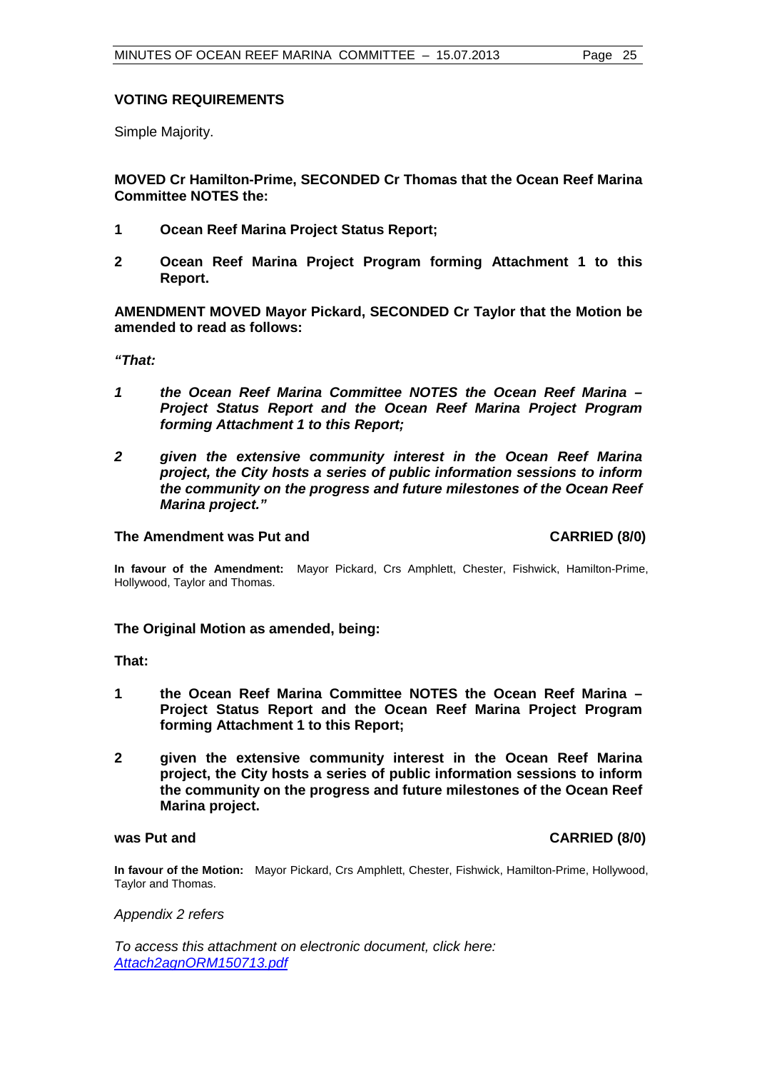### VOTING REQUIREMENTS

Simple Majority.

**MOVED Cr Hamilton-Prime, SECONDED Cr Thomas that the Ocean Reef Marina Committee NOTES the:**

**1 Ocean Reef Marina Project Status Report;**

**2 Ocean Reef Marina Project Program forming Attachment 1 to this Report.**

**AMENDMENT MOVED Mayor Pickard, SECONDED Cr Taylor that the Motion be amended to read as follows:**

***"That:***

***1 the Ocean Reef Marina Committee NOTES the Ocean Reef Marina – Project Status Report and the Ocean Reef Marina Project Program forming Attachment 1 to this Report;***

***2 given the extensive community interest in the Ocean Reef Marina project, the City hosts a series of public information sessions to inform the community on the progress and future milestones of the Ocean Reef Marina project."***

**The Amendment was Put and CARRIED (8/0)**

**In favour of the Amendment:** Mayor Pickard, Crs Amphlett, Chester, Fishwick, Hamilton-Prime, Hollywood, Taylor and Thomas.

**The Original Motion as amended, being:**

**That:**

**1 the Ocean Reef Marina Committee NOTES the Ocean Reef Marina – Project Status Report and the Ocean Reef Marina Project Program forming Attachment 1 to this Report;**

**2 given the extensive community interest in the Ocean Reef Marina project, the City hosts a series of public information sessions to inform the community on the progress and future milestones of the Ocean Reef Marina project.**

**was Put and CARRIED (8/0)**

**In favour of the Motion:** Mayor Pickard, Crs Amphlett, Chester, Fishwick, Hamilton-Prime, Hollywood, Taylor and Thomas.

*Appendix 2 refers*

*To access this attachment on electronic document, click here: Attach2agnORM150713.pdf*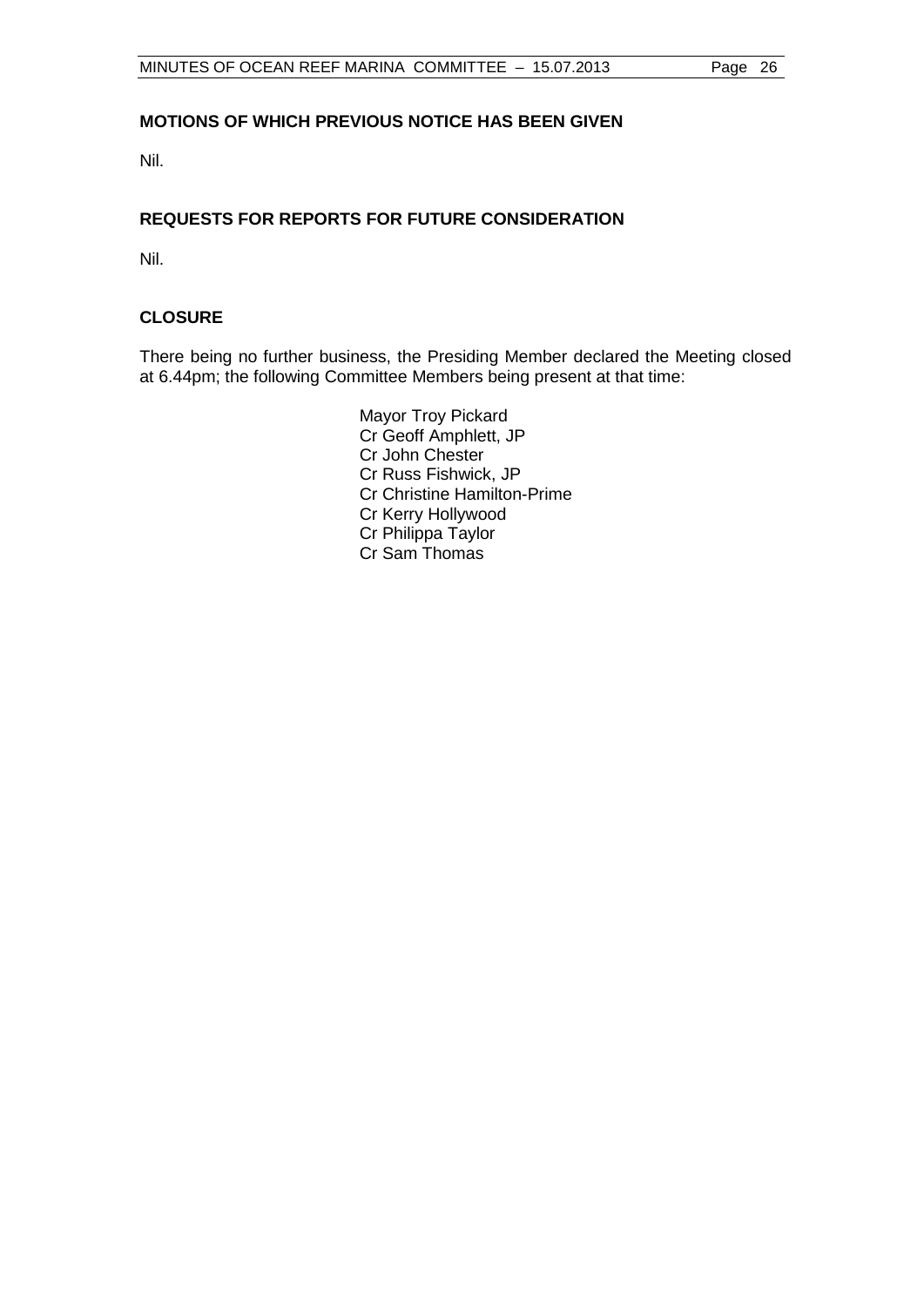## MOTIONS OF WHICH PREVIOUS NOTICE HAS BEEN GIVEN

Nil.

## REQUESTS FOR REPORTS FOR FUTURE CONSIDERATION

Nil.

## CLOSURE

There being no further business, the Presiding Member declared the Meeting closed at 6.44pm; the following Committee Members being present at that time:

Mayor Troy Pickard
Cr Geoff Amphlett, JP
Cr John Chester
Cr Russ Fishwick, JP
Cr Christine Hamilton-Prime
Cr Kerry Hollywood
Cr Philippa Taylor
Cr Sam Thomas